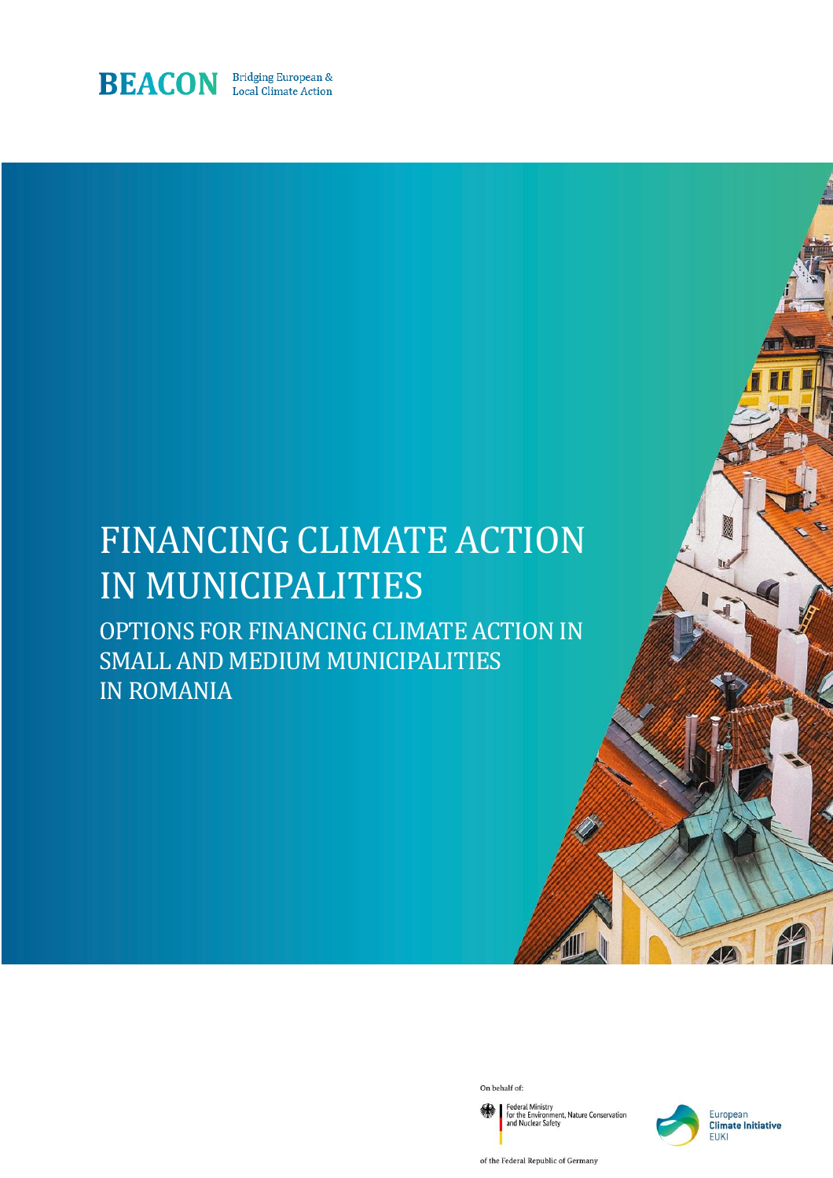BEACON Bridging European & Local Climate Action

# FINANCING CLIMATE ACTION IN MUNICIPALITIES

## OPTIONS FOR FINANCING CLIMATE ACTION IN SMALL AND MEDIUM MUNICIPALITIES IN ROMANIA

On behalf of:

Federal Ministry for the Environment, Nature Conservation and Nuclear Safety

of the Federal Republic of Germany

European Climate Initiative EUKI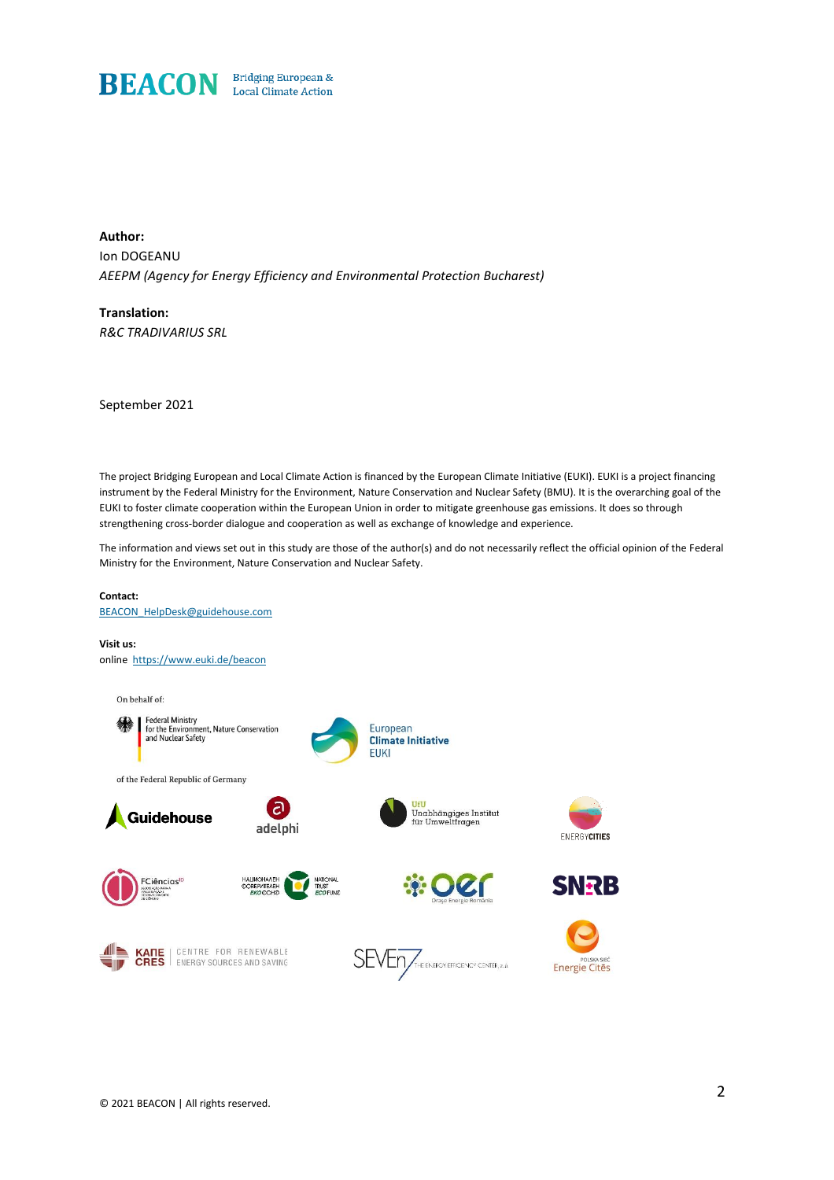**BEACON** Bridging European & Local Climate Action

**Author:**

Ion DOGEANU

*AEEPM (Agency for Energy Efficiency and Environmental Protection Bucharest)*

**Translation:**

*R&C TRADIVARIUS SRL*

September 2021

The project Bridging European and Local Climate Action is financed by the European Climate Initiative (EUKI). EUKI is a project financing instrument by the Federal Ministry for the Environment, Nature Conservation and Nuclear Safety (BMU). It is the overarching goal of the EUKI to foster climate cooperation within the European Union in order to mitigate greenhouse gas emissions. It does so through strengthening cross-border dialogue and cooperation as well as exchange of knowledge and experience.

The information and views set out in this study are those of the author(s) and do not necessarily reflect the official opinion of the Federal Ministry for the Environment, Nature Conservation and Nuclear Safety.

**Contact:**

BEACON_HelpDesk@guidehouse.com

**Visit us:**

online https://www.euki.de/beacon

On behalf of:

Federal Ministry for the Environment, Nature Conservation and Nuclear Safety of the Federal Republic of Germany

European Climate Initiative EUKI

Guidehouse | adelphi | UfU Unabhängiges Institut für Umweltfragen | ENERGYCITIES | FCiências | EKOFUND | OER Orașe Energie România | SNRB | KAПE CRES CENTRE FOR RENEWABLE ENERGY SOURCES AND SAVING | SEVEn THE ENERGY EFFICIENCY CENTER, z.ú. | POLSKA SIEĆ Energie Cités

© 2021 BEACON | All rights reserved.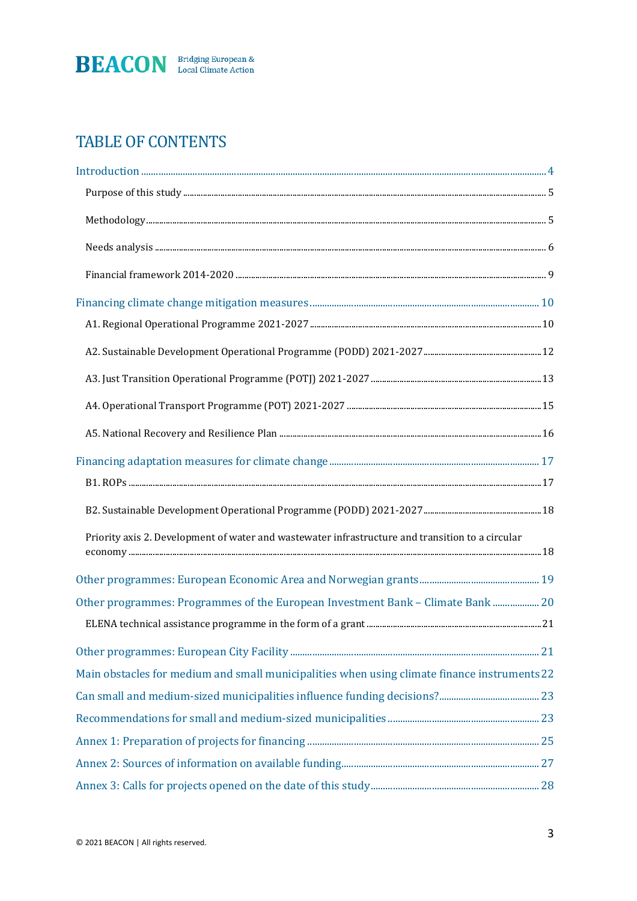# TABLE OF CONTENTS

Introduction ..... 4

- Purpose of this study ..... 5
- Methodology ..... 5
- Needs analysis ..... 6
- Financial framework 2014-2020 ..... 9

Financing climate change mitigation measures ..... 10

- A1. Regional Operational Programme 2021-2027 ..... 10
- A2. Sustainable Development Operational Programme (PODD) 2021-2027 ..... 12
- A3. Just Transition Operational Programme (POTJ) 2021-2027 ..... 13
- A4. Operational Transport Programme (POT) 2021-2027 ..... 15
- A5. National Recovery and Resilience Plan ..... 16

Financing adaptation measures for climate change ..... 17

- B1. ROPs ..... 17
- B2. Sustainable Development Operational Programme (PODD) 2021-2027 ..... 18
- Priority axis 2. Development of water and wastewater infrastructure and transition to a circular economy ..... 18

Other programmes: European Economic Area and Norwegian grants ..... 19

Other programmes: Programmes of the European Investment Bank – Climate Bank ..... 20

- ELENA technical assistance programme in the form of a grant ..... 21

Other programmes: European City Facility ..... 21

Main obstacles for medium and small municipalities when using climate finance instruments ..... 22

Can small and medium-sized municipalities influence funding decisions? ..... 23

Recommendations for small and medium-sized municipalities ..... 23

Annex 1: Preparation of projects for financing ..... 25

Annex 2: Sources of information on available funding ..... 27

Annex 3: Calls for projects opened on the date of this study ..... 28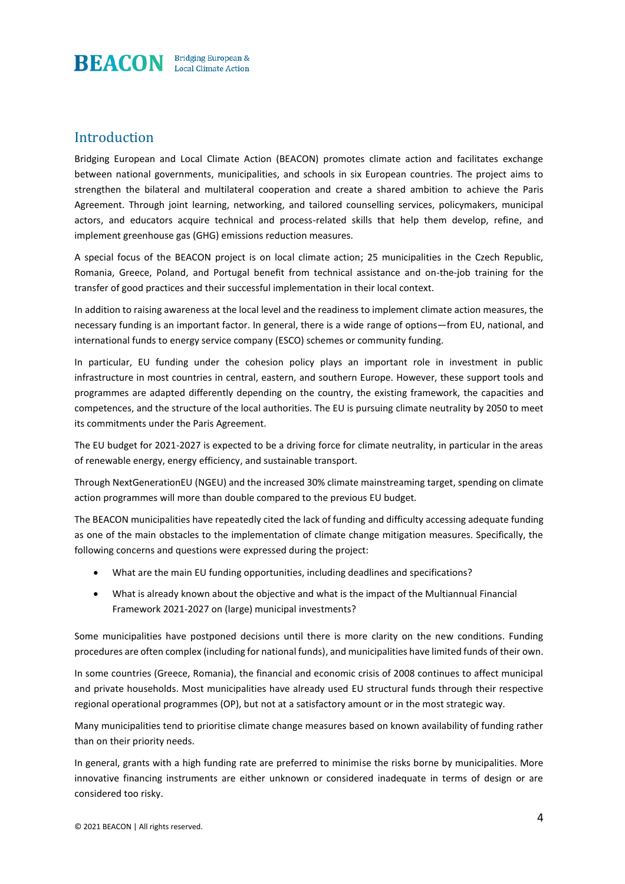## Introduction

Bridging European and Local Climate Action (BEACON) promotes climate action and facilitates exchange between national governments, municipalities, and schools in six European countries. The project aims to strengthen the bilateral and multilateral cooperation and create a shared ambition to achieve the Paris Agreement. Through joint learning, networking, and tailored counselling services, policymakers, municipal actors, and educators acquire technical and process-related skills that help them develop, refine, and implement greenhouse gas (GHG) emissions reduction measures.

A special focus of the BEACON project is on local climate action; 25 municipalities in the Czech Republic, Romania, Greece, Poland, and Portugal benefit from technical assistance and on-the-job training for the transfer of good practices and their successful implementation in their local context.

In addition to raising awareness at the local level and the readiness to implement climate action measures, the necessary funding is an important factor. In general, there is a wide range of options—from EU, national, and international funds to energy service company (ESCO) schemes or community funding.

In particular, EU funding under the cohesion policy plays an important role in investment in public infrastructure in most countries in central, eastern, and southern Europe. However, these support tools and programmes are adapted differently depending on the country, the existing framework, the capacities and competences, and the structure of the local authorities. The EU is pursuing climate neutrality by 2050 to meet its commitments under the Paris Agreement.

The EU budget for 2021-2027 is expected to be a driving force for climate neutrality, in particular in the areas of renewable energy, energy efficiency, and sustainable transport.

Through NextGenerationEU (NGEU) and the increased 30% climate mainstreaming target, spending on climate action programmes will more than double compared to the previous EU budget.

The BEACON municipalities have repeatedly cited the lack of funding and difficulty accessing adequate funding as one of the main obstacles to the implementation of climate change mitigation measures. Specifically, the following concerns and questions were expressed during the project:

- What are the main EU funding opportunities, including deadlines and specifications?
- What is already known about the objective and what is the impact of the Multiannual Financial Framework 2021-2027 on (large) municipal investments?

Some municipalities have postponed decisions until there is more clarity on the new conditions. Funding procedures are often complex (including for national funds), and municipalities have limited funds of their own.

In some countries (Greece, Romania), the financial and economic crisis of 2008 continues to affect municipal and private households. Most municipalities have already used EU structural funds through their respective regional operational programmes (OP), but not at a satisfactory amount or in the most strategic way.

Many municipalities tend to prioritise climate change measures based on known availability of funding rather than on their priority needs.

In general, grants with a high funding rate are preferred to minimise the risks borne by municipalities. More innovative financing instruments are either unknown or considered inadequate in terms of design or are considered too risky.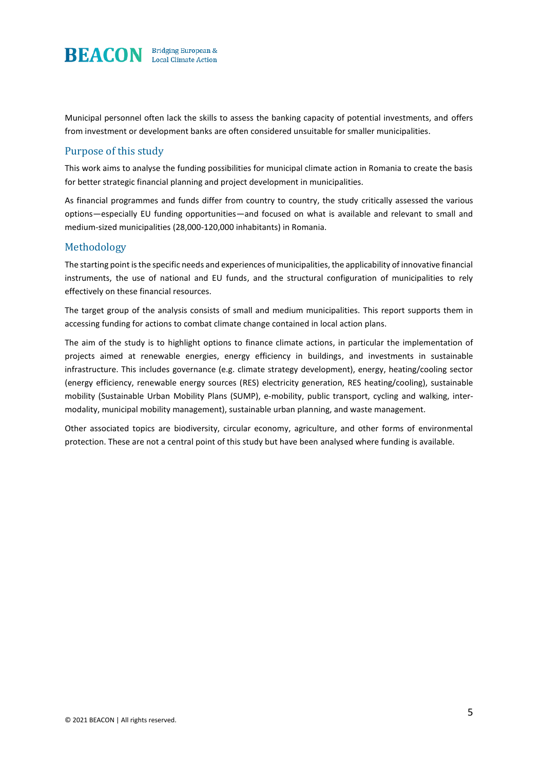Municipal personnel often lack the skills to assess the banking capacity of potential investments, and offers from investment or development banks are often considered unsuitable for smaller municipalities.

## Purpose of this study

This work aims to analyse the funding possibilities for municipal climate action in Romania to create the basis for better strategic financial planning and project development in municipalities.

As financial programmes and funds differ from country to country, the study critically assessed the various options—especially EU funding opportunities—and focused on what is available and relevant to small and medium-sized municipalities (28,000-120,000 inhabitants) in Romania.

## Methodology

The starting point is the specific needs and experiences of municipalities, the applicability of innovative financial instruments, the use of national and EU funds, and the structural configuration of municipalities to rely effectively on these financial resources.

The target group of the analysis consists of small and medium municipalities. This report supports them in accessing funding for actions to combat climate change contained in local action plans.

The aim of the study is to highlight options to finance climate actions, in particular the implementation of projects aimed at renewable energies, energy efficiency in buildings, and investments in sustainable infrastructure. This includes governance (e.g. climate strategy development), energy, heating/cooling sector (energy efficiency, renewable energy sources (RES) electricity generation, RES heating/cooling), sustainable mobility (Sustainable Urban Mobility Plans (SUMP), e-mobility, public transport, cycling and walking, inter-modality, municipal mobility management), sustainable urban planning, and waste management.

Other associated topics are biodiversity, circular economy, agriculture, and other forms of environmental protection. These are not a central point of this study but have been analysed where funding is available.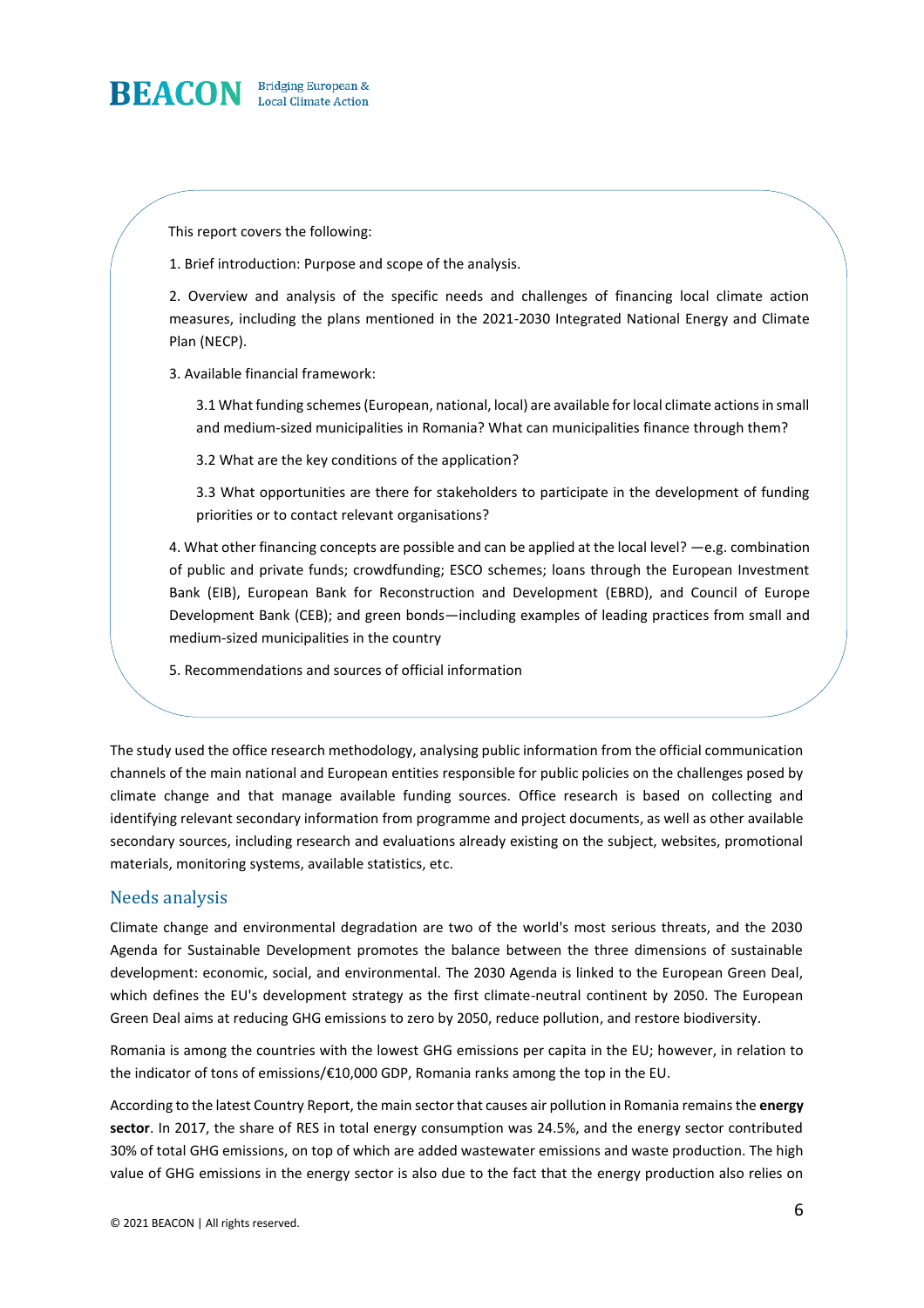This report covers the following:

1. Brief introduction: Purpose and scope of the analysis.

2. Overview and analysis of the specific needs and challenges of financing local climate action measures, including the plans mentioned in the 2021-2030 Integrated National Energy and Climate Plan (NECP).

3. Available financial framework:

    3.1 What funding schemes (European, national, local) are available for local climate actions in small and medium-sized municipalities in Romania? What can municipalities finance through them?

    3.2 What are the key conditions of the application?

    3.3 What opportunities are there for stakeholders to participate in the development of funding priorities or to contact relevant organisations?

4. What other financing concepts are possible and can be applied at the local level? —e.g. combination of public and private funds; crowdfunding; ESCO schemes; loans through the European Investment Bank (EIB), European Bank for Reconstruction and Development (EBRD), and Council of Europe Development Bank (CEB); and green bonds—including examples of leading practices from small and medium-sized municipalities in the country

5. Recommendations and sources of official information

The study used the office research methodology, analysing public information from the official communication channels of the main national and European entities responsible for public policies on the challenges posed by climate change and that manage available funding sources. Office research is based on collecting and identifying relevant secondary information from programme and project documents, as well as other available secondary sources, including research and evaluations already existing on the subject, websites, promotional materials, monitoring systems, available statistics, etc.

## Needs analysis

Climate change and environmental degradation are two of the world's most serious threats, and the 2030 Agenda for Sustainable Development promotes the balance between the three dimensions of sustainable development: economic, social, and environmental. The 2030 Agenda is linked to the European Green Deal, which defines the EU's development strategy as the first climate-neutral continent by 2050. The European Green Deal aims at reducing GHG emissions to zero by 2050, reduce pollution, and restore biodiversity.

Romania is among the countries with the lowest GHG emissions per capita in the EU; however, in relation to the indicator of tons of emissions/€10,000 GDP, Romania ranks among the top in the EU.

According to the latest Country Report, the main sector that causes air pollution in Romania remains the **energy sector**. In 2017, the share of RES in total energy consumption was 24.5%, and the energy sector contributed 30% of total GHG emissions, on top of which are added wastewater emissions and waste production. The high value of GHG emissions in the energy sector is also due to the fact that the energy production also relies on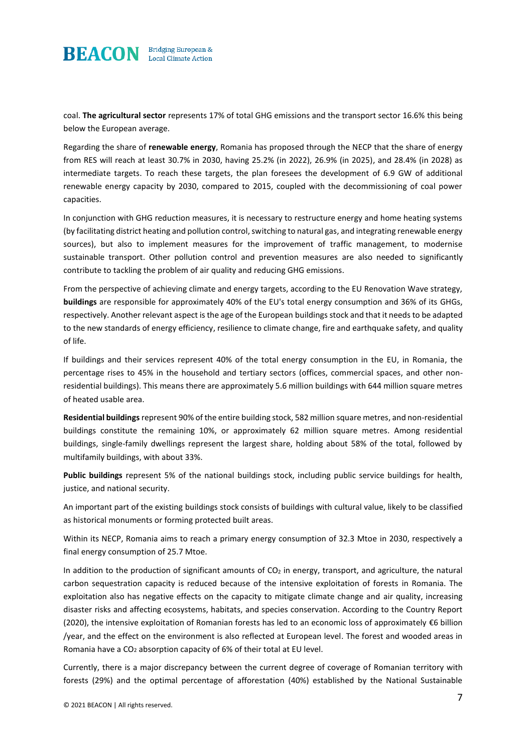coal. **The agricultural sector** represents 17% of total GHG emissions and the transport sector 16.6% this being below the European average.

Regarding the share of **renewable energy**, Romania has proposed through the NECP that the share of energy from RES will reach at least 30.7% in 2030, having 25.2% (in 2022), 26.9% (in 2025), and 28.4% (in 2028) as intermediate targets. To reach these targets, the plan foresees the development of 6.9 GW of additional renewable energy capacity by 2030, compared to 2015, coupled with the decommissioning of coal power capacities.

In conjunction with GHG reduction measures, it is necessary to restructure energy and home heating systems (by facilitating district heating and pollution control, switching to natural gas, and integrating renewable energy sources), but also to implement measures for the improvement of traffic management, to modernise sustainable transport. Other pollution control and prevention measures are also needed to significantly contribute to tackling the problem of air quality and reducing GHG emissions.

From the perspective of achieving climate and energy targets, according to the EU Renovation Wave strategy, **buildings** are responsible for approximately 40% of the EU's total energy consumption and 36% of its GHGs, respectively. Another relevant aspect is the age of the European buildings stock and that it needs to be adapted to the new standards of energy efficiency, resilience to climate change, fire and earthquake safety, and quality of life.

If buildings and their services represent 40% of the total energy consumption in the EU, in Romania, the percentage rises to 45% in the household and tertiary sectors (offices, commercial spaces, and other non-residential buildings). This means there are approximately 5.6 million buildings with 644 million square metres of heated usable area.

**Residential buildings** represent 90% of the entire building stock, 582 million square metres, and non-residential buildings constitute the remaining 10%, or approximately 62 million square metres. Among residential buildings, single-family dwellings represent the largest share, holding about 58% of the total, followed by multifamily buildings, with about 33%.

**Public buildings** represent 5% of the national buildings stock, including public service buildings for health, justice, and national security.

An important part of the existing buildings stock consists of buildings with cultural value, likely to be classified as historical monuments or forming protected built areas.

Within its NECP, Romania aims to reach a primary energy consumption of 32.3 Mtoe in 2030, respectively a final energy consumption of 25.7 Mtoe.

In addition to the production of significant amounts of $CO_2$ in energy, transport, and agriculture, the natural carbon sequestration capacity is reduced because of the intensive exploitation of forests in Romania. The exploitation also has negative effects on the capacity to mitigate climate change and air quality, increasing disaster risks and affecting ecosystems, habitats, and species conservation. According to the Country Report (2020), the intensive exploitation of Romanian forests has led to an economic loss of approximately €6 billion /year, and the effect on the environment is also reflected at European level. The forest and wooded areas in Romania have a $CO_2$ absorption capacity of 6% of their total at EU level.

Currently, there is a major discrepancy between the current degree of coverage of Romanian territory with forests (29%) and the optimal percentage of afforestation (40%) established by the National Sustainable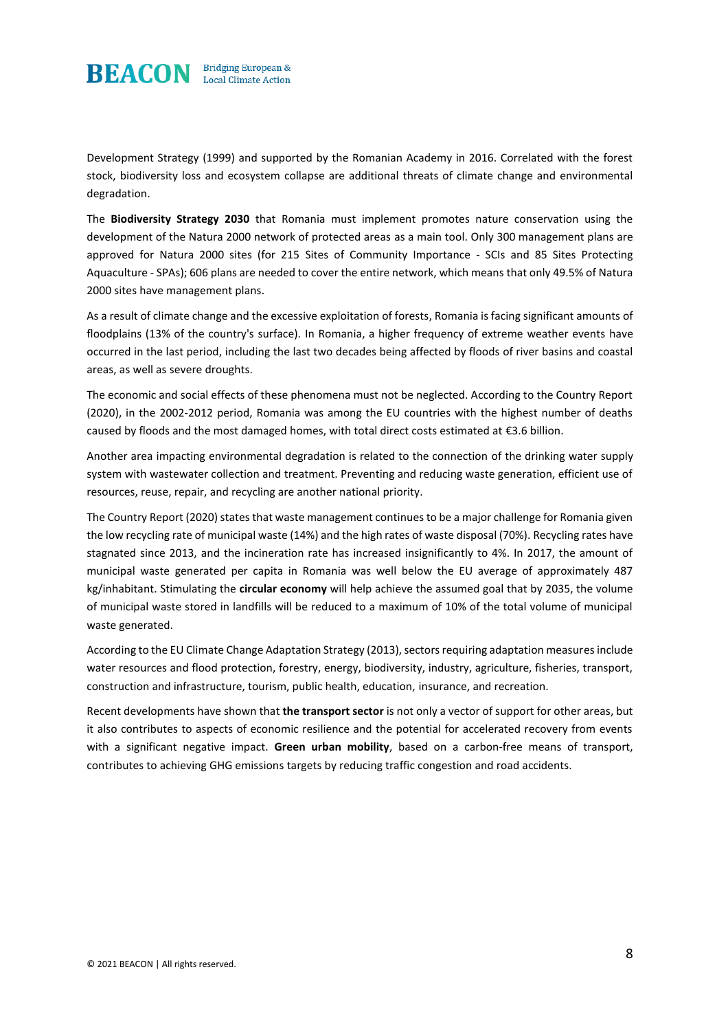Development Strategy (1999) and supported by the Romanian Academy in 2016. Correlated with the forest stock, biodiversity loss and ecosystem collapse are additional threats of climate change and environmental degradation.

The **Biodiversity Strategy 2030** that Romania must implement promotes nature conservation using the development of the Natura 2000 network of protected areas as a main tool. Only 300 management plans are approved for Natura 2000 sites (for 215 Sites of Community Importance - SCIs and 85 Sites Protecting Aquaculture - SPAs); 606 plans are needed to cover the entire network, which means that only 49.5% of Natura 2000 sites have management plans.

As a result of climate change and the excessive exploitation of forests, Romania is facing significant amounts of floodplains (13% of the country's surface). In Romania, a higher frequency of extreme weather events have occurred in the last period, including the last two decades being affected by floods of river basins and coastal areas, as well as severe droughts.

The economic and social effects of these phenomena must not be neglected. According to the Country Report (2020), in the 2002-2012 period, Romania was among the EU countries with the highest number of deaths caused by floods and the most damaged homes, with total direct costs estimated at €3.6 billion.

Another area impacting environmental degradation is related to the connection of the drinking water supply system with wastewater collection and treatment. Preventing and reducing waste generation, efficient use of resources, reuse, repair, and recycling are another national priority.

The Country Report (2020) states that waste management continues to be a major challenge for Romania given the low recycling rate of municipal waste (14%) and the high rates of waste disposal (70%). Recycling rates have stagnated since 2013, and the incineration rate has increased insignificantly to 4%. In 2017, the amount of municipal waste generated per capita in Romania was well below the EU average of approximately 487 kg/inhabitant. Stimulating the **circular economy** will help achieve the assumed goal that by 2035, the volume of municipal waste stored in landfills will be reduced to a maximum of 10% of the total volume of municipal waste generated.

According to the EU Climate Change Adaptation Strategy (2013), sectors requiring adaptation measures include water resources and flood protection, forestry, energy, biodiversity, industry, agriculture, fisheries, transport, construction and infrastructure, tourism, public health, education, insurance, and recreation.

Recent developments have shown that **the transport sector** is not only a vector of support for other areas, but it also contributes to aspects of economic resilience and the potential for accelerated recovery from events with a significant negative impact. **Green urban mobility**, based on a carbon-free means of transport, contributes to achieving GHG emissions targets by reducing traffic congestion and road accidents.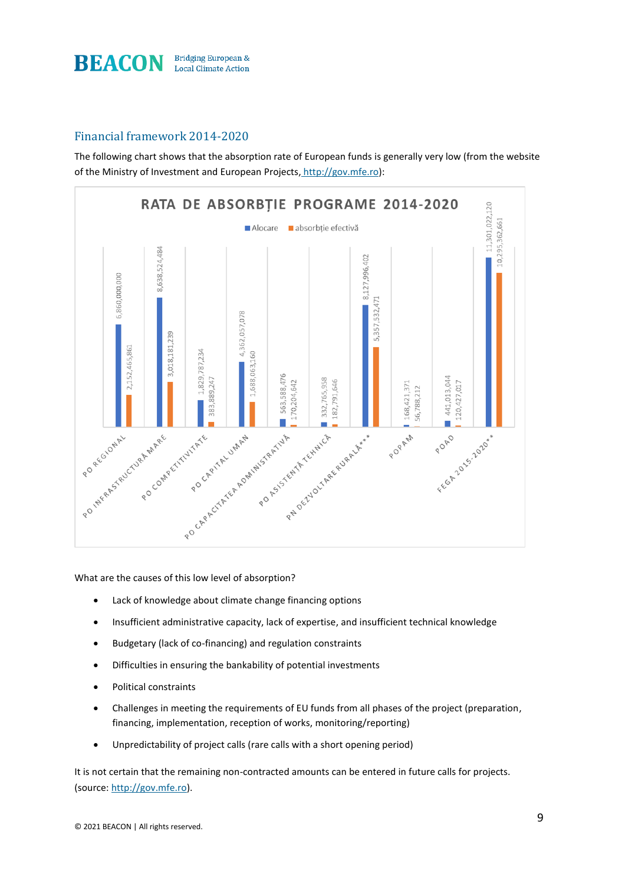## Financial framework 2014-2020

The following chart shows that the absorption rate of European funds is generally very low (from the website of the Ministry of Investment and European Projects, http://gov.mfe.ro):

**RATA DE ABSORBȚIE PROGRAME 2014-2020**

| Program | Alocare | absorbție efectivă |
| --- | --- | --- |
| PO REGIONAL | 6,860,000,000 | 2,152,465,861 |
| PO INFRASTRUCTURĂ MARE | 8,638,524,484 | 3,018,181,239 |
| PO COMPETITIVITATE | 1,829,787,234 | 383,889,247 |
| PO CAPITAL UMAN | 4,362,057,078 | 1,688,063,160 |
| PO CAPACITATEA ADMINISTRATIVĂ | 563,588,476 | 170,204,642 |
| PO ASISTENȚĂ TEHNICĂ | 332,765,958 | 182,791,646 |
| PN DEZVOLTARE RURALĂ*** | 8,127,996,402 | 5,357,532,471 |
| POPAM | 168,421,371 | 56,788,212 |
| POAD | 441,013,044 | 120,427,017 |
| FEGA 2015-2020** | 11,301,022,120 | 10,295,362,661 |

What are the causes of this low level of absorption?

- Lack of knowledge about climate change financing options
- Insufficient administrative capacity, lack of expertise, and insufficient technical knowledge
- Budgetary (lack of co-financing) and regulation constraints
- Difficulties in ensuring the bankability of potential investments
- Political constraints
- Challenges in meeting the requirements of EU funds from all phases of the project (preparation, financing, implementation, reception of works, monitoring/reporting)
- Unpredictability of project calls (rare calls with a short opening period)

It is not certain that the remaining non-contracted amounts can be entered in future calls for projects. (source: http://gov.mfe.ro).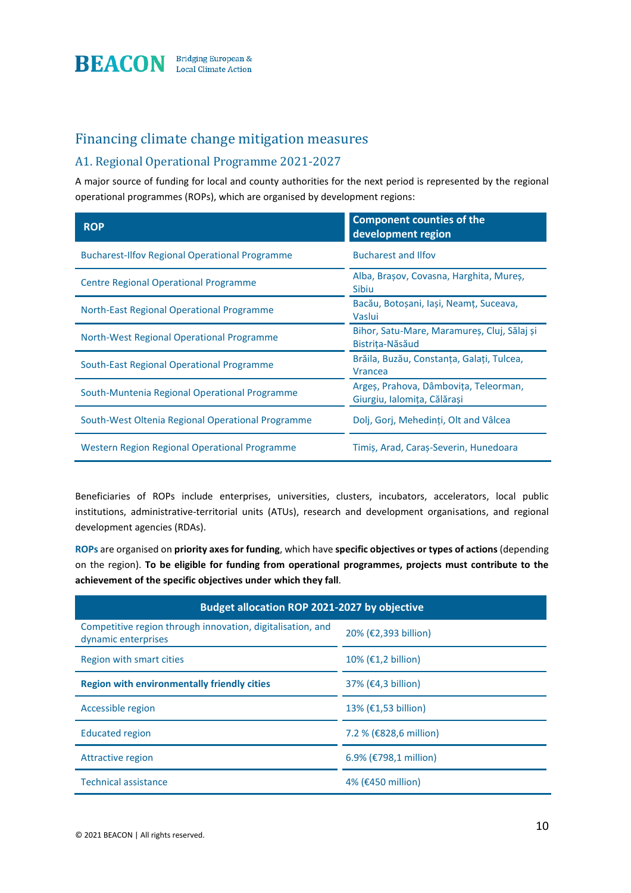## Financing climate change mitigation measures

### A1. Regional Operational Programme 2021-2027

A major source of funding for local and county authorities for the next period is represented by the regional operational programmes (ROPs), which are organised by development regions:

| ROP | Component counties of the development region |
|---|---|
| Bucharest-Ilfov Regional Operational Programme | Bucharest and Ilfov |
| Centre Regional Operational Programme | Alba, Brașov, Covasna, Harghita, Mureș, Sibiu |
| North-East Regional Operational Programme | Bacău, Botoșani, Iași, Neamț, Suceava, Vaslui |
| North-West Regional Operational Programme | Bihor, Satu-Mare, Maramureș, Cluj, Sălaj și Bistrița-Năsăud |
| South-East Regional Operational Programme | Brăila, Buzău, Constanța, Galați, Tulcea, Vrancea |
| South-Muntenia Regional Operational Programme | Argeș, Prahova, Dâmbovița, Teleorman, Giurgiu, Ialomița, Călărași |
| South-West Oltenia Regional Operational Programme | Dolj, Gorj, Mehedinți, Olt and Vâlcea |
| Western Region Regional Operational Programme | Timiș, Arad, Caraș-Severin, Hunedoara |

Beneficiaries of ROPs include enterprises, universities, clusters, incubators, accelerators, local public institutions, administrative-territorial units (ATUs), research and development organisations, and regional development agencies (RDAs).

**ROPs** are organised on **priority axes for funding**, which have **specific objectives or types of actions** (depending on the region). **To be eligible for funding from operational programmes, projects must contribute to the achievement of the specific objectives under which they fall**.

| Budget allocation ROP 2021-2027 by objective | |
|---|---|
| Competitive region through innovation, digitalisation, and dynamic enterprises | 20% (€2,393 billion) |
| Region with smart cities | 10% (€1,2 billion) |
| **Region with environmentally friendly cities** | 37% (€4,3 billion) |
| Accessible region | 13% (€1,53 billion) |
| Educated region | 7.2 % (€828,6 million) |
| Attractive region | 6.9% (€798,1 million) |
| Technical assistance | 4% (€450 million) |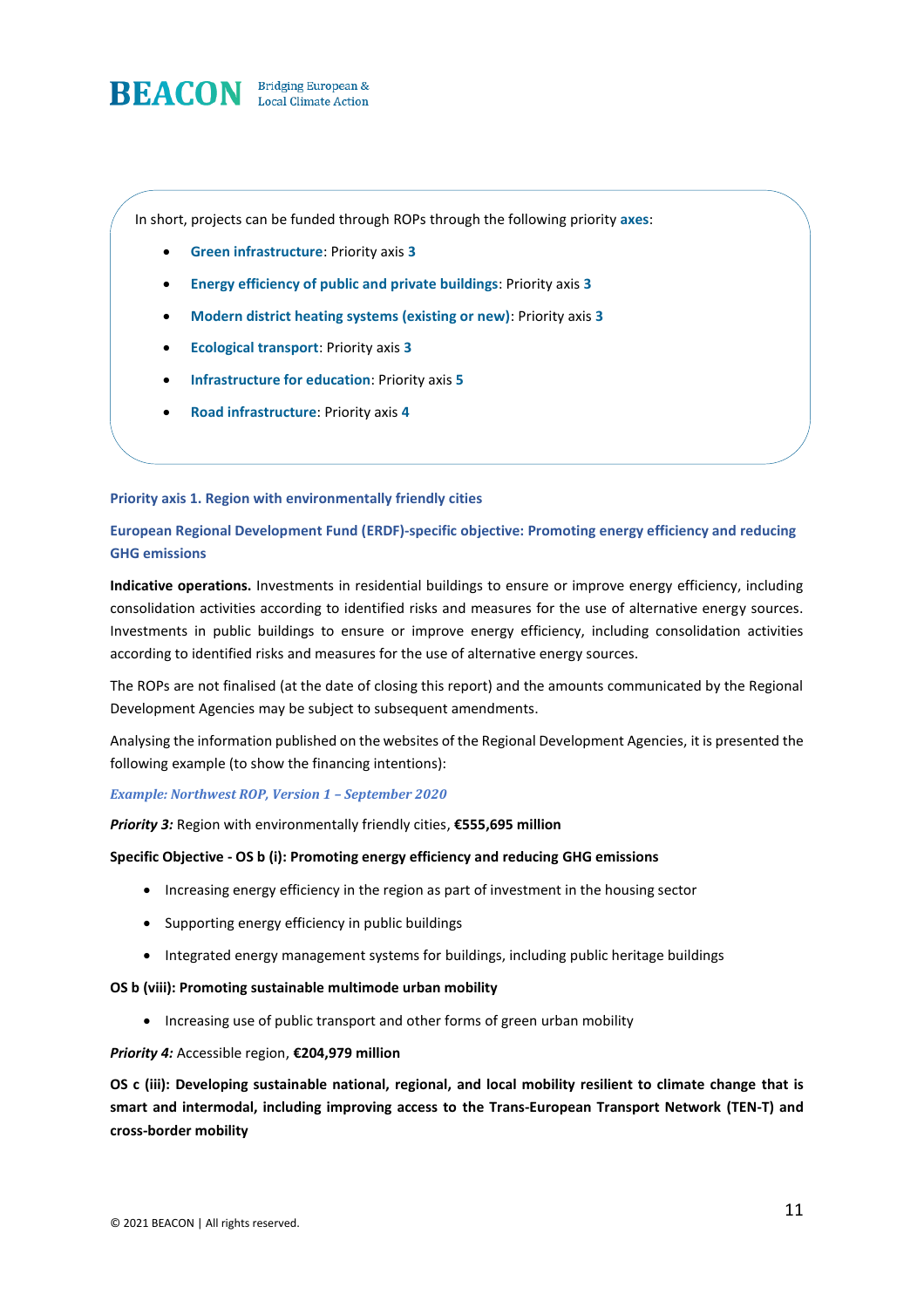In short, projects can be funded through ROPs through the following priority **axes**:

- **Green infrastructure**: Priority axis **3**
- **Energy efficiency of public and private buildings**: Priority axis **3**
- **Modern district heating systems (existing or new)**: Priority axis **3**
- **Ecological transport**: Priority axis **3**
- **Infrastructure for education**: Priority axis **5**
- **Road infrastructure**: Priority axis **4**

**Priority axis 1. Region with environmentally friendly cities**

**European Regional Development Fund (ERDF)-specific objective: Promoting energy efficiency and reducing GHG emissions**

**Indicative operations.** Investments in residential buildings to ensure or improve energy efficiency, including consolidation activities according to identified risks and measures for the use of alternative energy sources. Investments in public buildings to ensure or improve energy efficiency, including consolidation activities according to identified risks and measures for the use of alternative energy sources.

The ROPs are not finalised (at the date of closing this report) and the amounts communicated by the Regional Development Agencies may be subject to subsequent amendments.

Analysing the information published on the websites of the Regional Development Agencies, it is presented the following example (to show the financing intentions):

***Example: Northwest ROP, Version 1 – September 2020***

***Priority 3:*** Region with environmentally friendly cities, **€555,695 million**

**Specific Objective - OS b (i): Promoting energy efficiency and reducing GHG emissions**

- Increasing energy efficiency in the region as part of investment in the housing sector
- Supporting energy efficiency in public buildings
- Integrated energy management systems for buildings, including public heritage buildings

**OS b (viii): Promoting sustainable multimode urban mobility**

- Increasing use of public transport and other forms of green urban mobility

***Priority 4:*** Accessible region, **€204,979 million**

**OS c (iii): Developing sustainable national, regional, and local mobility resilient to climate change that is smart and intermodal, including improving access to the Trans-European Transport Network (TEN-T) and cross-border mobility**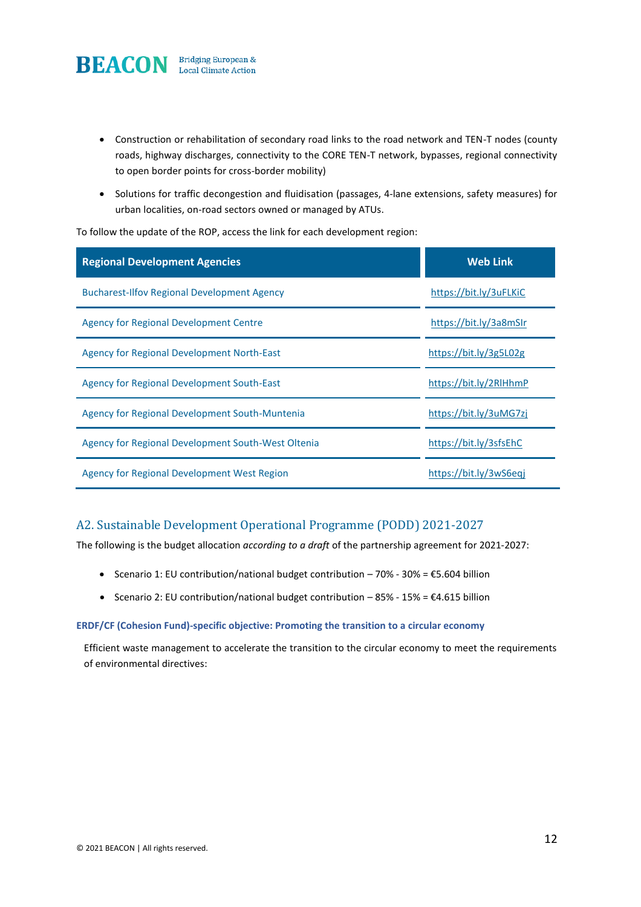- Construction or rehabilitation of secondary road links to the road network and TEN-T nodes (county roads, highway discharges, connectivity to the CORE TEN-T network, bypasses, regional connectivity to open border points for cross-border mobility)
- Solutions for traffic decongestion and fluidisation (passages, 4-lane extensions, safety measures) for urban localities, on-road sectors owned or managed by ATUs.

To follow the update of the ROP, access the link for each development region:

| Regional Development Agencies | Web Link |
| --- | --- |
| Bucharest-Ilfov Regional Development Agency | https://bit.ly/3uFLKiC |
| Agency for Regional Development Centre | https://bit.ly/3a8mSIr |
| Agency for Regional Development North-East | https://bit.ly/3g5L02g |
| Agency for Regional Development South-East | https://bit.ly/2RlHhmP |
| Agency for Regional Development South-Muntenia | https://bit.ly/3uMG7zj |
| Agency for Regional Development South-West Oltenia | https://bit.ly/3sfsEhC |
| Agency for Regional Development West Region | https://bit.ly/3wS6eqj |

## A2. Sustainable Development Operational Programme (PODD) 2021-2027

The following is the budget allocation *according to a draft* of the partnership agreement for 2021-2027:

- Scenario 1: EU contribution/national budget contribution – 70% - 30% = €5.604 billion
- Scenario 2: EU contribution/national budget contribution – 85% - 15% = €4.615 billion

**ERDF/CF (Cohesion Fund)-specific objective: Promoting the transition to a circular economy**

Efficient waste management to accelerate the transition to the circular economy to meet the requirements of environmental directives: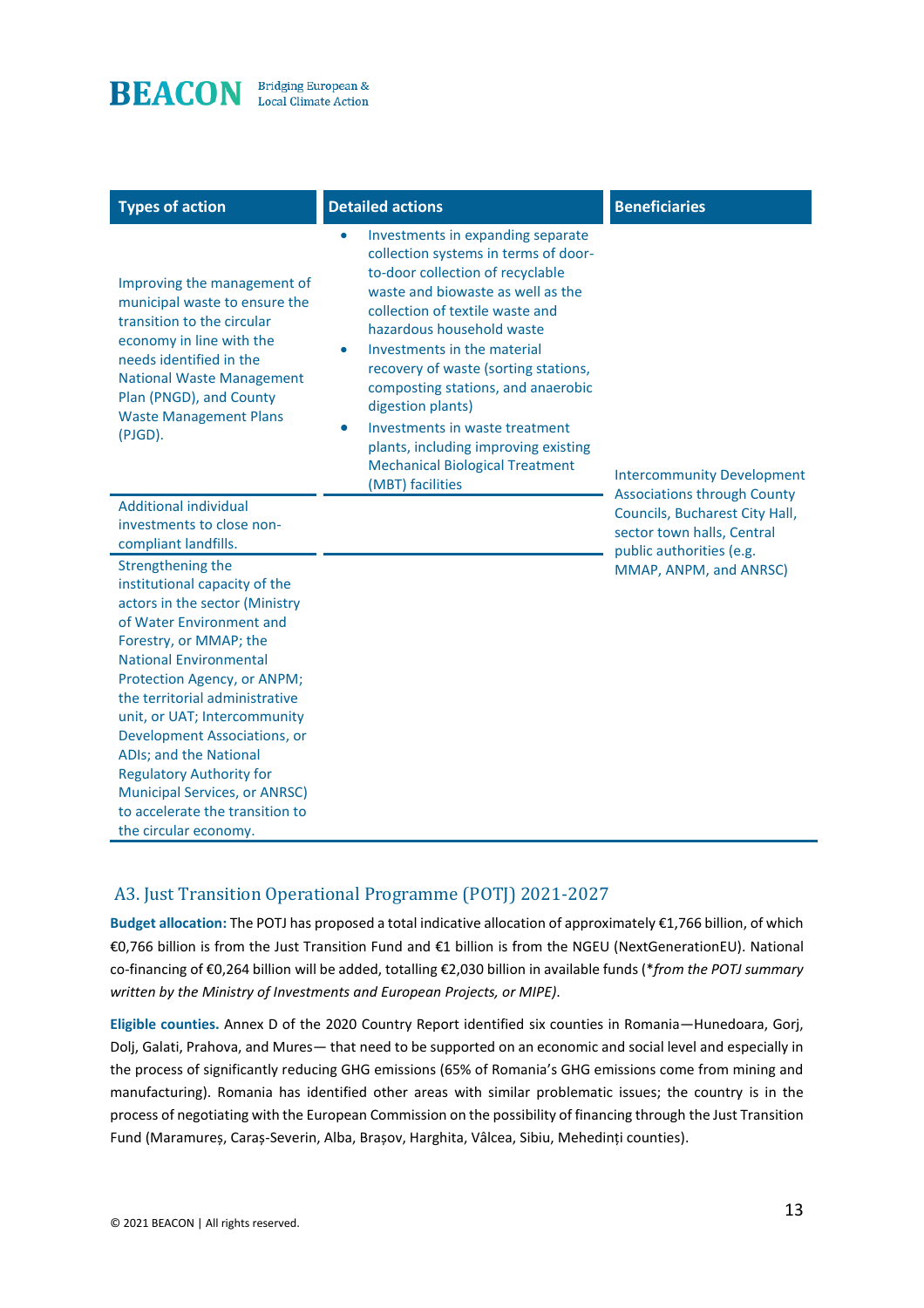| Types of action | Detailed actions | Beneficiaries |
|---|---|---|
| Improving the management of municipal waste to ensure the transition to the circular economy in line with the needs identified in the National Waste Management Plan (PNGD), and County Waste Management Plans (PJGD). | • Investments in expanding separate collection systems in terms of door-to-door collection of recyclable waste and biowaste as well as the collection of textile waste and hazardous household waste<br>• Investments in the material recovery of waste (sorting stations, composting stations, and anaerobic digestion plants)<br>• Investments in waste treatment plants, including improving existing Mechanical Biological Treatment (MBT) facilities | Intercommunity Development Associations through County Councils, Bucharest City Hall, sector town halls, Central public authorities (e.g. MMAP, ANPM, and ANRSC) |
| Additional individual investments to close non-compliant landfills. | | |
| Strengthening the institutional capacity of the actors in the sector (Ministry of Water Environment and Forestry, or MMAP; the National Environmental Protection Agency, or ANPM; the territorial administrative unit, or UAT; Intercommunity Development Associations, or ADIs; and the National Regulatory Authority for Municipal Services, or ANRSC) to accelerate the transition to the circular economy. | | |

## A3. Just Transition Operational Programme (POTJ) 2021-2027

**Budget allocation:** The POTJ has proposed a total indicative allocation of approximately €1,766 billion, of which €0,766 billion is from the Just Transition Fund and €1 billion is from the NGEU (NextGenerationEU). National co-financing of €0,264 billion will be added, totalling €2,030 billion in available funds (**from the POTJ summary written by the Ministry of Investments and European Projects, or MIPE)*.

**Eligible counties.** Annex D of the 2020 Country Report identified six counties in Romania—Hunedoara, Gorj, Dolj, Galati, Prahova, and Mures— that need to be supported on an economic and social level and especially in the process of significantly reducing GHG emissions (65% of Romania's GHG emissions come from mining and manufacturing). Romania has identified other areas with similar problematic issues; the country is in the process of negotiating with the European Commission on the possibility of financing through the Just Transition Fund (Maramureș, Caraș-Severin, Alba, Brașov, Harghita, Vâlcea, Sibiu, Mehedinți counties).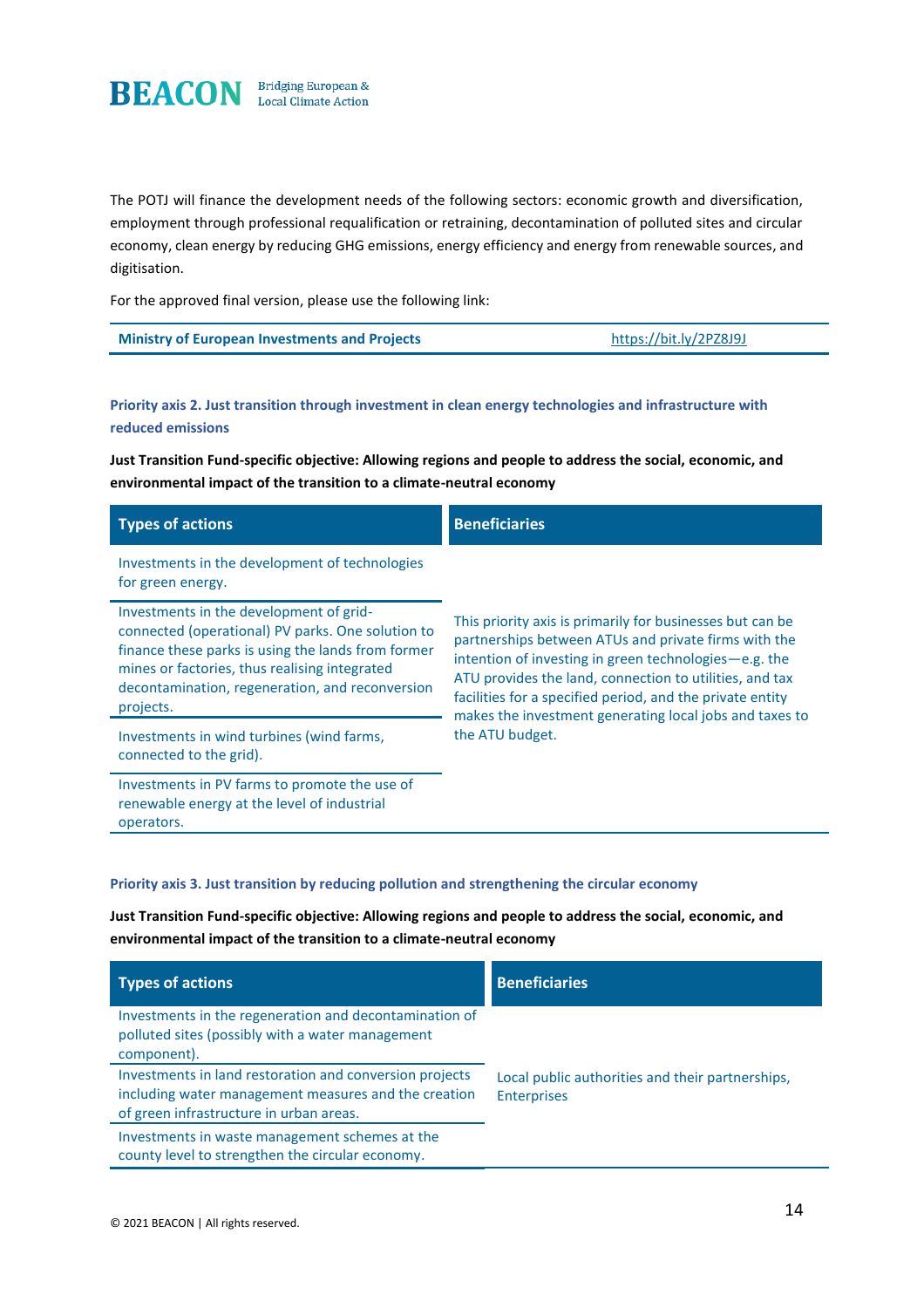The POTJ will finance the development needs of the following sectors: economic growth and diversification, employment through professional requalification or retraining, decontamination of polluted sites and circular economy, clean energy by reducing GHG emissions, energy efficiency and energy from renewable sources, and digitisation.

For the approved final version, please use the following link:

| Ministry of European Investments and Projects | https://bit.ly/2PZ8J9J |
|---|---|

### Priority axis 2. Just transition through investment in clean energy technologies and infrastructure with reduced emissions

**Just Transition Fund-specific objective: Allowing regions and people to address the social, economic, and environmental impact of the transition to a climate-neutral economy**

| Types of actions | Beneficiaries |
|---|---|
| Investments in the development of technologies for green energy. | This priority axis is primarily for businesses but can be partnerships between ATUs and private firms with the intention of investing in green technologies—e.g. the ATU provides the land, connection to utilities, and tax facilities for a specified period, and the private entity makes the investment generating local jobs and taxes to the ATU budget. |
| Investments in the development of grid-connected (operational) PV parks. One solution to finance these parks is using the lands from former mines or factories, thus realising integrated decontamination, regeneration, and reconversion projects. | |
| Investments in wind turbines (wind farms, connected to the grid). | |
| Investments in PV farms to promote the use of renewable energy at the level of industrial operators. | |

### Priority axis 3. Just transition by reducing pollution and strengthening the circular economy

**Just Transition Fund-specific objective: Allowing regions and people to address the social, economic, and environmental impact of the transition to a climate-neutral economy**

| Types of actions | Beneficiaries |
|---|---|
| Investments in the regeneration and decontamination of polluted sites (possibly with a water management component). | Local public authorities and their partnerships, Enterprises |
| Investments in land restoration and conversion projects including water management measures and the creation of green infrastructure in urban areas. | |
| Investments in waste management schemes at the county level to strengthen the circular economy. | |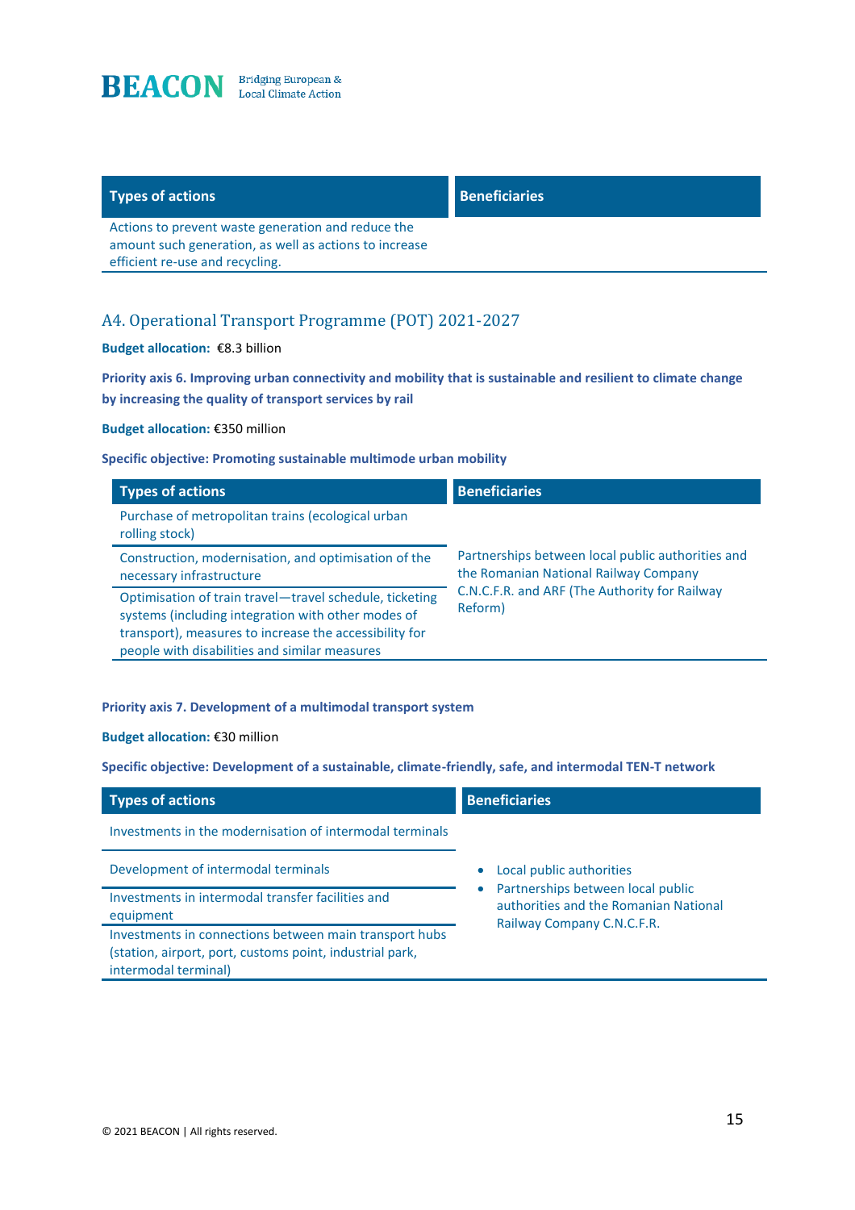| Types of actions | Beneficiaries |
| --- | --- |
| Actions to prevent waste generation and reduce the amount such generation, as well as actions to increase efficient re-use and recycling. | |

## A4. Operational Transport Programme (POT) 2021-2027

**Budget allocation:** €8.3 billion

**Priority axis 6. Improving urban connectivity and mobility that is sustainable and resilient to climate change by increasing the quality of transport services by rail**

**Budget allocation:** €350 million

**Specific objective: Promoting sustainable multimode urban mobility**

| Types of actions | Beneficiaries |
| --- | --- |
| Purchase of metropolitan trains (ecological urban rolling stock) | Partnerships between local public authorities and the Romanian National Railway Company C.N.C.F.R. and ARF (The Authority for Railway Reform) |
| Construction, modernisation, and optimisation of the necessary infrastructure | |
| Optimisation of train travel—travel schedule, ticketing systems (including integration with other modes of transport), measures to increase the accessibility for people with disabilities and similar measures | |

**Priority axis 7. Development of a multimodal transport system**

**Budget allocation:** €30 million

**Specific objective: Development of a sustainable, climate-friendly, safe, and intermodal TEN-T network**

| Types of actions | Beneficiaries |
| --- | --- |
| Investments in the modernisation of intermodal terminals | • Local public authorities<br>• Partnerships between local public authorities and the Romanian National Railway Company C.N.C.F.R. |
| Development of intermodal terminals | |
| Investments in intermodal transfer facilities and equipment | |
| Investments in connections between main transport hubs (station, airport, port, customs point, industrial park, intermodal terminal) | |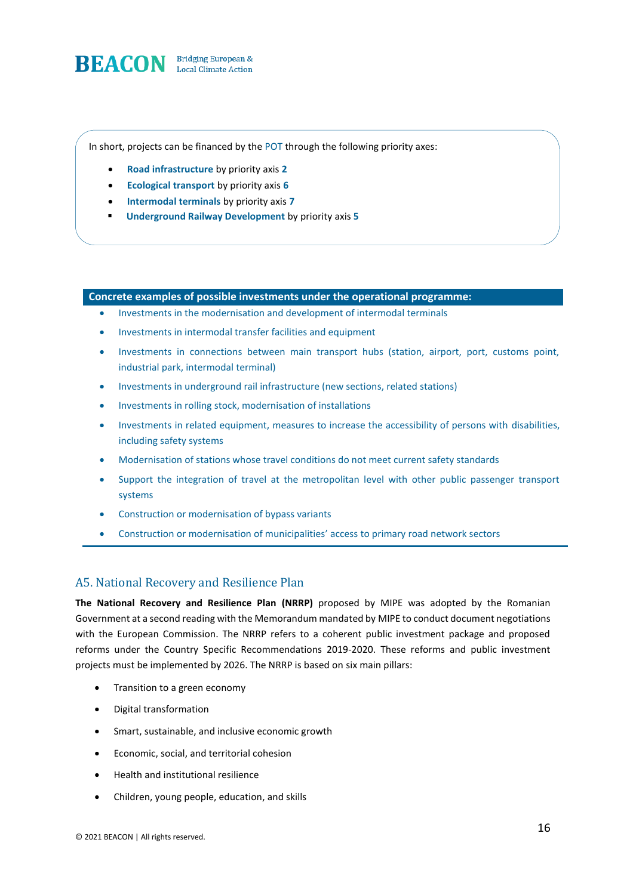In short, projects can be financed by the POT through the following priority axes:

- **Road infrastructure** by priority axis **2**
- **Ecological transport** by priority axis **6**
- **Intermodal terminals** by priority axis **7**
- **Underground Railway Development** by priority axis **5**

**Concrete examples of possible investments under the operational programme:**

- Investments in the modernisation and development of intermodal terminals
- Investments in intermodal transfer facilities and equipment
- Investments in connections between main transport hubs (station, airport, port, customs point, industrial park, intermodal terminal)
- Investments in underground rail infrastructure (new sections, related stations)
- Investments in rolling stock, modernisation of installations
- Investments in related equipment, measures to increase the accessibility of persons with disabilities, including safety systems
- Modernisation of stations whose travel conditions do not meet current safety standards
- Support the integration of travel at the metropolitan level with other public passenger transport systems
- Construction or modernisation of bypass variants
- Construction or modernisation of municipalities' access to primary road network sectors

## A5. National Recovery and Resilience Plan

**The National Recovery and Resilience Plan (NRRP)** proposed by MIPE was adopted by the Romanian Government at a second reading with the Memorandum mandated by MIPE to conduct document negotiations with the European Commission. The NRRP refers to a coherent public investment package and proposed reforms under the Country Specific Recommendations 2019-2020. These reforms and public investment projects must be implemented by 2026. The NRRP is based on six main pillars:

- Transition to a green economy
- Digital transformation
- Smart, sustainable, and inclusive economic growth
- Economic, social, and territorial cohesion
- Health and institutional resilience
- Children, young people, education, and skills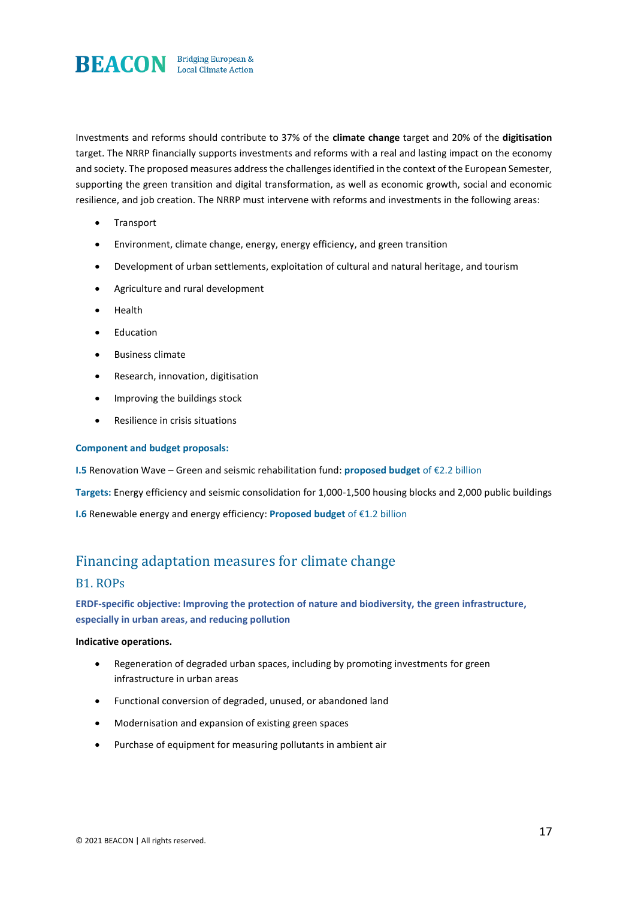Investments and reforms should contribute to 37% of the **climate change** target and 20% of the **digitisation** target. The NRRP financially supports investments and reforms with a real and lasting impact on the economy and society. The proposed measures address the challenges identified in the context of the European Semester, supporting the green transition and digital transformation, as well as economic growth, social and economic resilience, and job creation. The NRRP must intervene with reforms and investments in the following areas:

- Transport
- Environment, climate change, energy, energy efficiency, and green transition
- Development of urban settlements, exploitation of cultural and natural heritage, and tourism
- Agriculture and rural development
- Health
- Education
- Business climate
- Research, innovation, digitisation
- Improving the buildings stock
- Resilience in crisis situations

**Component and budget proposals:**

**I.5** Renovation Wave – Green and seismic rehabilitation fund: **proposed budget** of €2.2 billion

**Targets:** Energy efficiency and seismic consolidation for 1,000-1,500 housing blocks and 2,000 public buildings

**I.6** Renewable energy and energy efficiency: **Proposed budget** of €1.2 billion

## Financing adaptation measures for climate change

### B1. ROPs

**ERDF-specific objective: Improving the protection of nature and biodiversity, the green infrastructure, especially in urban areas, and reducing pollution**

**Indicative operations.**

- Regeneration of degraded urban spaces, including by promoting investments for green infrastructure in urban areas
- Functional conversion of degraded, unused, or abandoned land
- Modernisation and expansion of existing green spaces
- Purchase of equipment for measuring pollutants in ambient air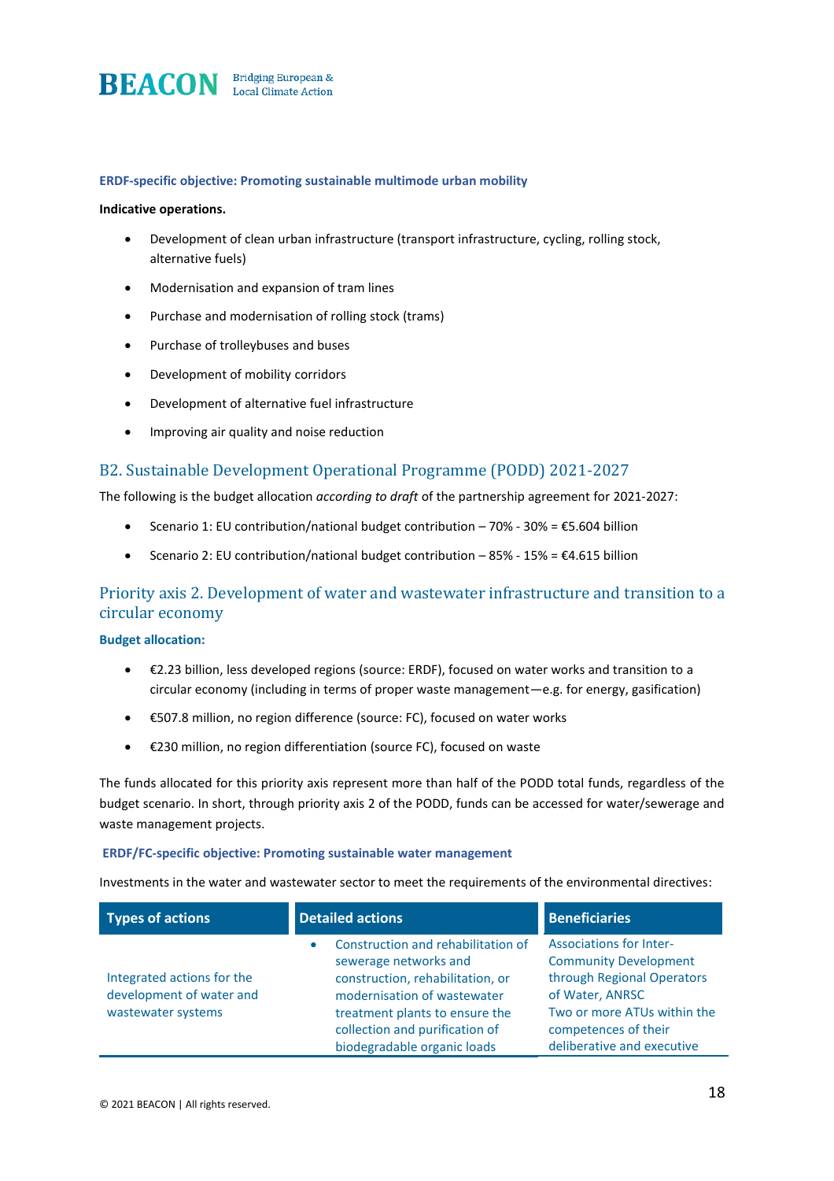**ERDF-specific objective: Promoting sustainable multimode urban mobility**

**Indicative operations.**

- Development of clean urban infrastructure (transport infrastructure, cycling, rolling stock, alternative fuels)
- Modernisation and expansion of tram lines
- Purchase and modernisation of rolling stock (trams)
- Purchase of trolleybuses and buses
- Development of mobility corridors
- Development of alternative fuel infrastructure
- Improving air quality and noise reduction

## B2. Sustainable Development Operational Programme (PODD) 2021-2027

The following is the budget allocation *according to draft* of the partnership agreement for 2021-2027:

- Scenario 1: EU contribution/national budget contribution – 70% - 30% = €5.604 billion
- Scenario 2: EU contribution/national budget contribution – 85% - 15% = €4.615 billion

## Priority axis 2. Development of water and wastewater infrastructure and transition to a circular economy

**Budget allocation:**

- €2.23 billion, less developed regions (source: ERDF), focused on water works and transition to a circular economy (including in terms of proper waste management—e.g. for energy, gasification)
- €507.8 million, no region difference (source: FC), focused on water works
- €230 million, no region differentiation (source FC), focused on waste

The funds allocated for this priority axis represent more than half of the PODD total funds, regardless of the budget scenario. In short, through priority axis 2 of the PODD, funds can be accessed for water/sewerage and waste management projects.

**ERDF/FC-specific objective: Promoting sustainable water management**

Investments in the water and wastewater sector to meet the requirements of the environmental directives:

| Types of actions | Detailed actions | Beneficiaries |
|---|---|---|
| Integrated actions for the development of water and wastewater systems | • Construction and rehabilitation of sewerage networks and construction, rehabilitation, or modernisation of wastewater treatment plants to ensure the collection and purification of biodegradable organic loads | Associations for Inter-Community Development through Regional Operators of Water, ANRSC<br>Two or more ATUs within the competences of their deliberative and executive |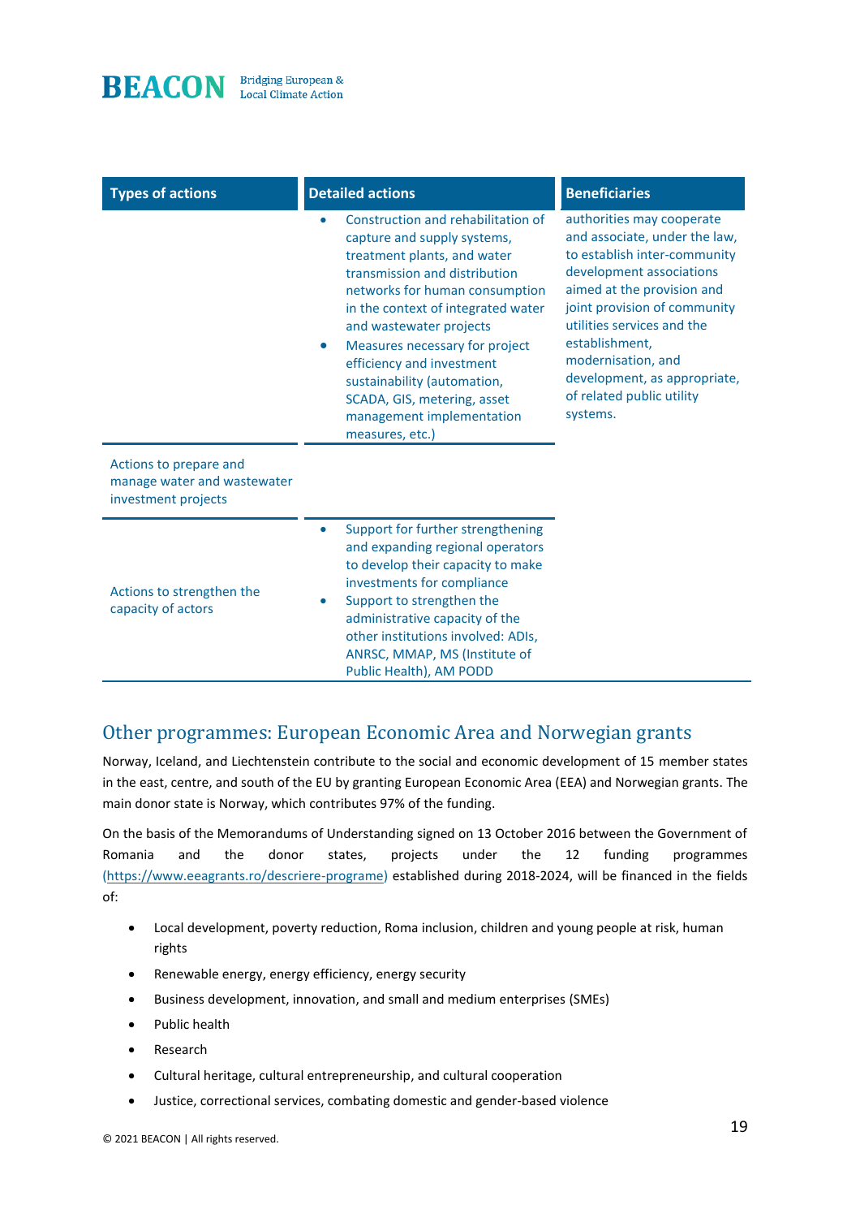| Types of actions | Detailed actions | Beneficiaries |
|---|---|---|
| | • Construction and rehabilitation of capture and supply systems, treatment plants, and water transmission and distribution networks for human consumption in the context of integrated water and wastewater projects<br>• Measures necessary for project efficiency and investment sustainability (automation, SCADA, GIS, metering, asset management implementation measures, etc.) | authorities may cooperate and associate, under the law, to establish inter-community development associations aimed at the provision and joint provision of community utilities services and the establishment, modernisation, and development, as appropriate, of related public utility systems. |
| Actions to prepare and manage water and wastewater investment projects | | |
| Actions to strengthen the capacity of actors | • Support for further strengthening and expanding regional operators to develop their capacity to make investments for compliance<br>• Support to strengthen the administrative capacity of the other institutions involved: ADIs, ANRSC, MMAP, MS (Institute of Public Health), AM PODD | |

## Other programmes: European Economic Area and Norwegian grants

Norway, Iceland, and Liechtenstein contribute to the social and economic development of 15 member states in the east, centre, and south of the EU by granting European Economic Area (EEA) and Norwegian grants. The main donor state is Norway, which contributes 97% of the funding.

On the basis of the Memorandums of Understanding signed on 13 October 2016 between the Government of Romania and the donor states, projects under the 12 funding programmes (https://www.eeagrants.ro/descriere-programe) established during 2018-2024, will be financed in the fields of:

- Local development, poverty reduction, Roma inclusion, children and young people at risk, human rights
- Renewable energy, energy efficiency, energy security
- Business development, innovation, and small and medium enterprises (SMEs)
- Public health
- Research
- Cultural heritage, cultural entrepreneurship, and cultural cooperation
- Justice, correctional services, combating domestic and gender-based violence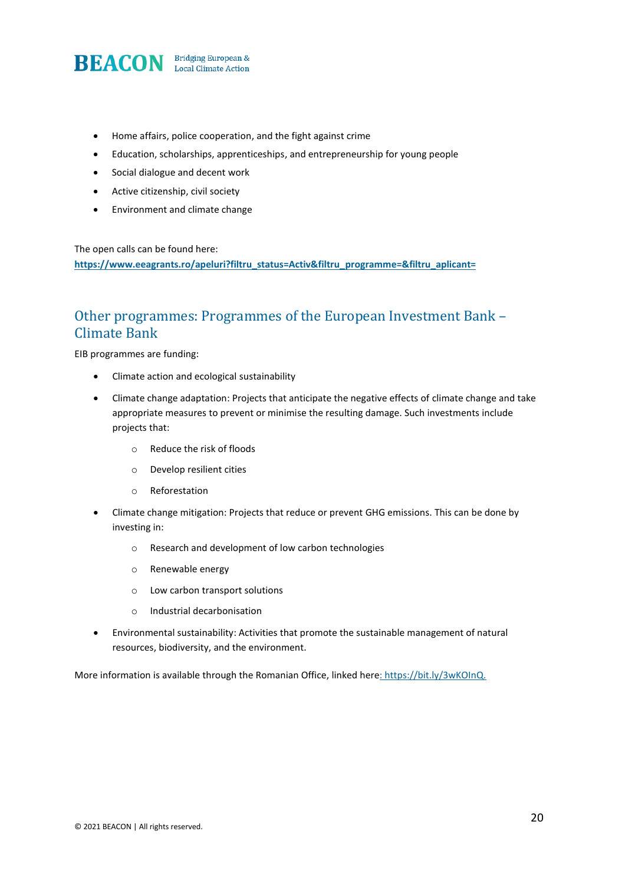- Home affairs, police cooperation, and the fight against crime
- Education, scholarships, apprenticeships, and entrepreneurship for young people
- Social dialogue and decent work
- Active citizenship, civil society
- Environment and climate change

The open calls can be found here:
**https://www.eeagrants.ro/apeluri?filtru_status=Activ&filtru_programme=&filtru_aplicant=**

## Other programmes: Programmes of the European Investment Bank – Climate Bank

EIB programmes are funding:

- Climate action and ecological sustainability
- Climate change adaptation: Projects that anticipate the negative effects of climate change and take appropriate measures to prevent or minimise the resulting damage. Such investments include projects that:
  - Reduce the risk of floods
  - Develop resilient cities
  - Reforestation
- Climate change mitigation: Projects that reduce or prevent GHG emissions. This can be done by investing in:
  - Research and development of low carbon technologies
  - Renewable energy
  - Low carbon transport solutions
  - Industrial decarbonisation
- Environmental sustainability: Activities that promote the sustainable management of natural resources, biodiversity, and the environment.

More information is available through the Romanian Office, linked here: https://bit.ly/3wKOInQ.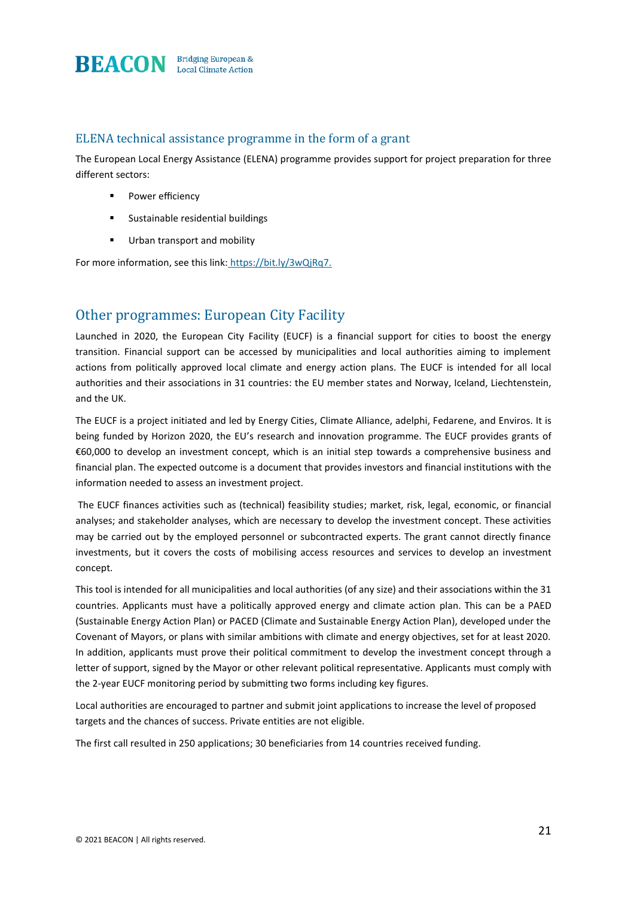## ELENA technical assistance programme in the form of a grant

The European Local Energy Assistance (ELENA) programme provides support for project preparation for three different sectors:

- Power efficiency
- Sustainable residential buildings
- Urban transport and mobility

For more information, see this link: https://bit.ly/3wQjRq7.

## Other programmes: European City Facility

Launched in 2020, the European City Facility (EUCF) is a financial support for cities to boost the energy transition. Financial support can be accessed by municipalities and local authorities aiming to implement actions from politically approved local climate and energy action plans. The EUCF is intended for all local authorities and their associations in 31 countries: the EU member states and Norway, Iceland, Liechtenstein, and the UK.

The EUCF is a project initiated and led by Energy Cities, Climate Alliance, adelphi, Fedarene, and Enviros. It is being funded by Horizon 2020, the EU's research and innovation programme. The EUCF provides grants of €60,000 to develop an investment concept, which is an initial step towards a comprehensive business and financial plan. The expected outcome is a document that provides investors and financial institutions with the information needed to assess an investment project.

The EUCF finances activities such as (technical) feasibility studies; market, risk, legal, economic, or financial analyses; and stakeholder analyses, which are necessary to develop the investment concept. These activities may be carried out by the employed personnel or subcontracted experts. The grant cannot directly finance investments, but it covers the costs of mobilising access resources and services to develop an investment concept.

This tool is intended for all municipalities and local authorities (of any size) and their associations within the 31 countries. Applicants must have a politically approved energy and climate action plan. This can be a PAED (Sustainable Energy Action Plan) or PACED (Climate and Sustainable Energy Action Plan), developed under the Covenant of Mayors, or plans with similar ambitions with climate and energy objectives, set for at least 2020. In addition, applicants must prove their political commitment to develop the investment concept through a letter of support, signed by the Mayor or other relevant political representative. Applicants must comply with the 2-year EUCF monitoring period by submitting two forms including key figures.

Local authorities are encouraged to partner and submit joint applications to increase the level of proposed targets and the chances of success. Private entities are not eligible.

The first call resulted in 250 applications; 30 beneficiaries from 14 countries received funding.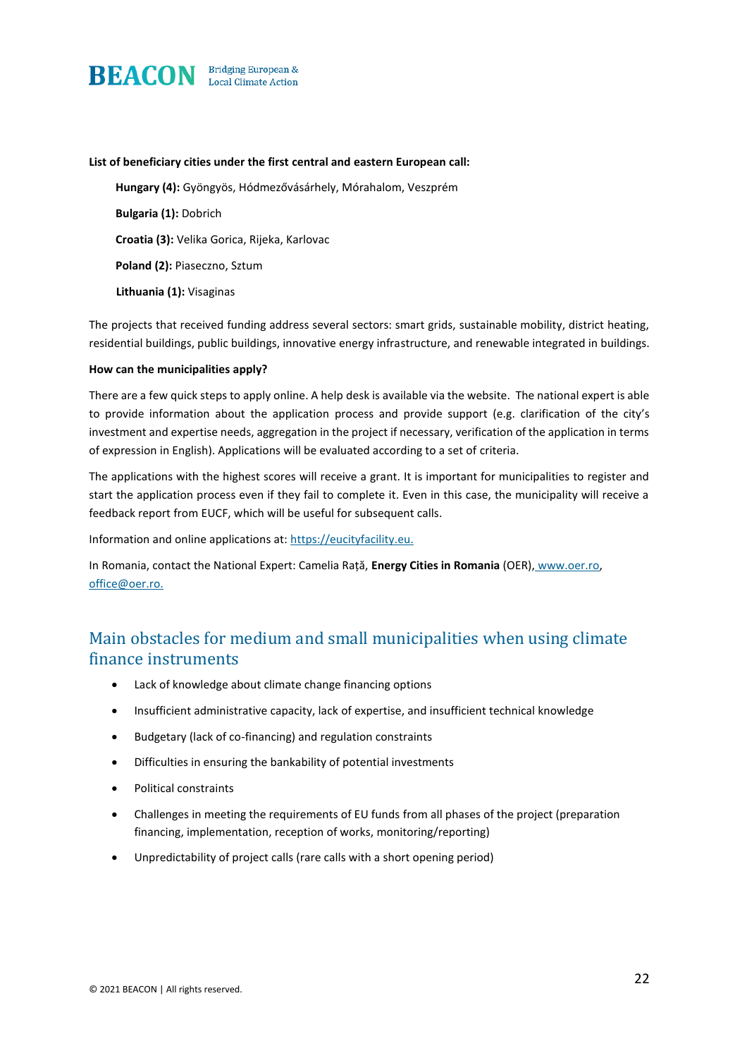**List of beneficiary cities under the first central and eastern European call:**

**Hungary (4):** Gyöngyös, Hódmezővásárhely, Mórahalom, Veszprém

**Bulgaria (1):** Dobrich

**Croatia (3):** Velika Gorica, Rijeka, Karlovac

**Poland (2):** Piaseczno, Sztum

**Lithuania (1):** Visaginas

The projects that received funding address several sectors: smart grids, sustainable mobility, district heating, residential buildings, public buildings, innovative energy infrastructure, and renewable integrated in buildings.

**How can the municipalities apply?**

There are a few quick steps to apply online. A help desk is available via the website. The national expert is able to provide information about the application process and provide support (e.g. clarification of the city's investment and expertise needs, aggregation in the project if necessary, verification of the application in terms of expression in English). Applications will be evaluated according to a set of criteria.

The applications with the highest scores will receive a grant. It is important for municipalities to register and start the application process even if they fail to complete it. Even in this case, the municipality will receive a feedback report from EUCF, which will be useful for subsequent calls.

Information and online applications at: https://eucityfacility.eu.

In Romania, contact the National Expert: Camelia Rață, **Energy Cities in Romania** (OER), www.oer.ro, office@oer.ro.

## Main obstacles for medium and small municipalities when using climate finance instruments

- Lack of knowledge about climate change financing options
- Insufficient administrative capacity, lack of expertise, and insufficient technical knowledge
- Budgetary (lack of co-financing) and regulation constraints
- Difficulties in ensuring the bankability of potential investments
- Political constraints
- Challenges in meeting the requirements of EU funds from all phases of the project (preparation financing, implementation, reception of works, monitoring/reporting)
- Unpredictability of project calls (rare calls with a short opening period)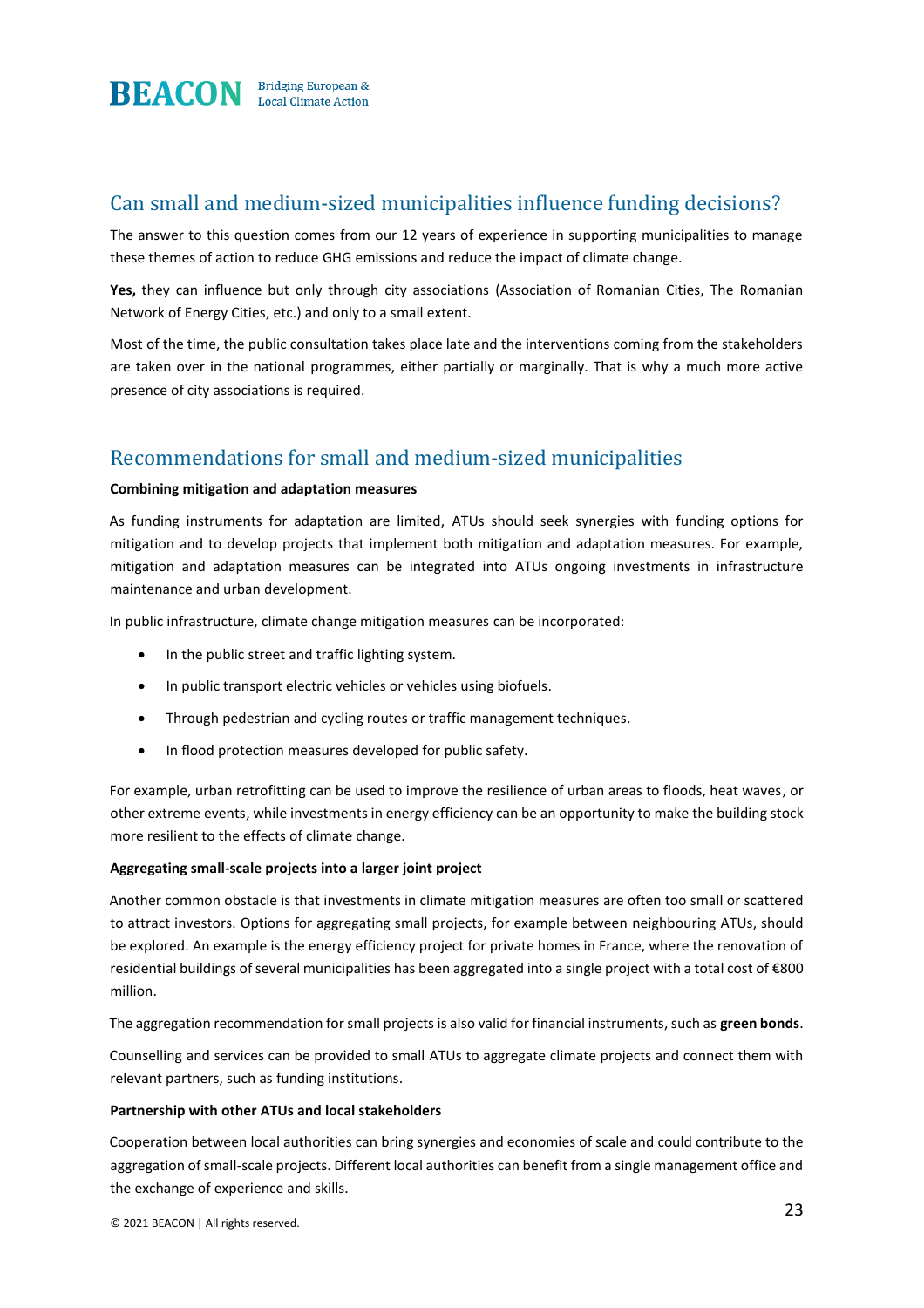## Can small and medium-sized municipalities influence funding decisions?

The answer to this question comes from our 12 years of experience in supporting municipalities to manage these themes of action to reduce GHG emissions and reduce the impact of climate change.

**Yes,** they can influence but only through city associations (Association of Romanian Cities, The Romanian Network of Energy Cities, etc.) and only to a small extent.

Most of the time, the public consultation takes place late and the interventions coming from the stakeholders are taken over in the national programmes, either partially or marginally. That is why a much more active presence of city associations is required.

## Recommendations for small and medium-sized municipalities

**Combining mitigation and adaptation measures**

As funding instruments for adaptation are limited, ATUs should seek synergies with funding options for mitigation and to develop projects that implement both mitigation and adaptation measures. For example, mitigation and adaptation measures can be integrated into ATUs ongoing investments in infrastructure maintenance and urban development.

In public infrastructure, climate change mitigation measures can be incorporated:

- In the public street and traffic lighting system.
- In public transport electric vehicles or vehicles using biofuels.
- Through pedestrian and cycling routes or traffic management techniques.
- In flood protection measures developed for public safety.

For example, urban retrofitting can be used to improve the resilience of urban areas to floods, heat waves, or other extreme events, while investments in energy efficiency can be an opportunity to make the building stock more resilient to the effects of climate change.

**Aggregating small-scale projects into a larger joint project**

Another common obstacle is that investments in climate mitigation measures are often too small or scattered to attract investors. Options for aggregating small projects, for example between neighbouring ATUs, should be explored. An example is the energy efficiency project for private homes in France, where the renovation of residential buildings of several municipalities has been aggregated into a single project with a total cost of €800 million.

The aggregation recommendation for small projects is also valid for financial instruments, such as **green bonds**.

Counselling and services can be provided to small ATUs to aggregate climate projects and connect them with relevant partners, such as funding institutions.

**Partnership with other ATUs and local stakeholders**

Cooperation between local authorities can bring synergies and economies of scale and could contribute to the aggregation of small-scale projects. Different local authorities can benefit from a single management office and the exchange of experience and skills.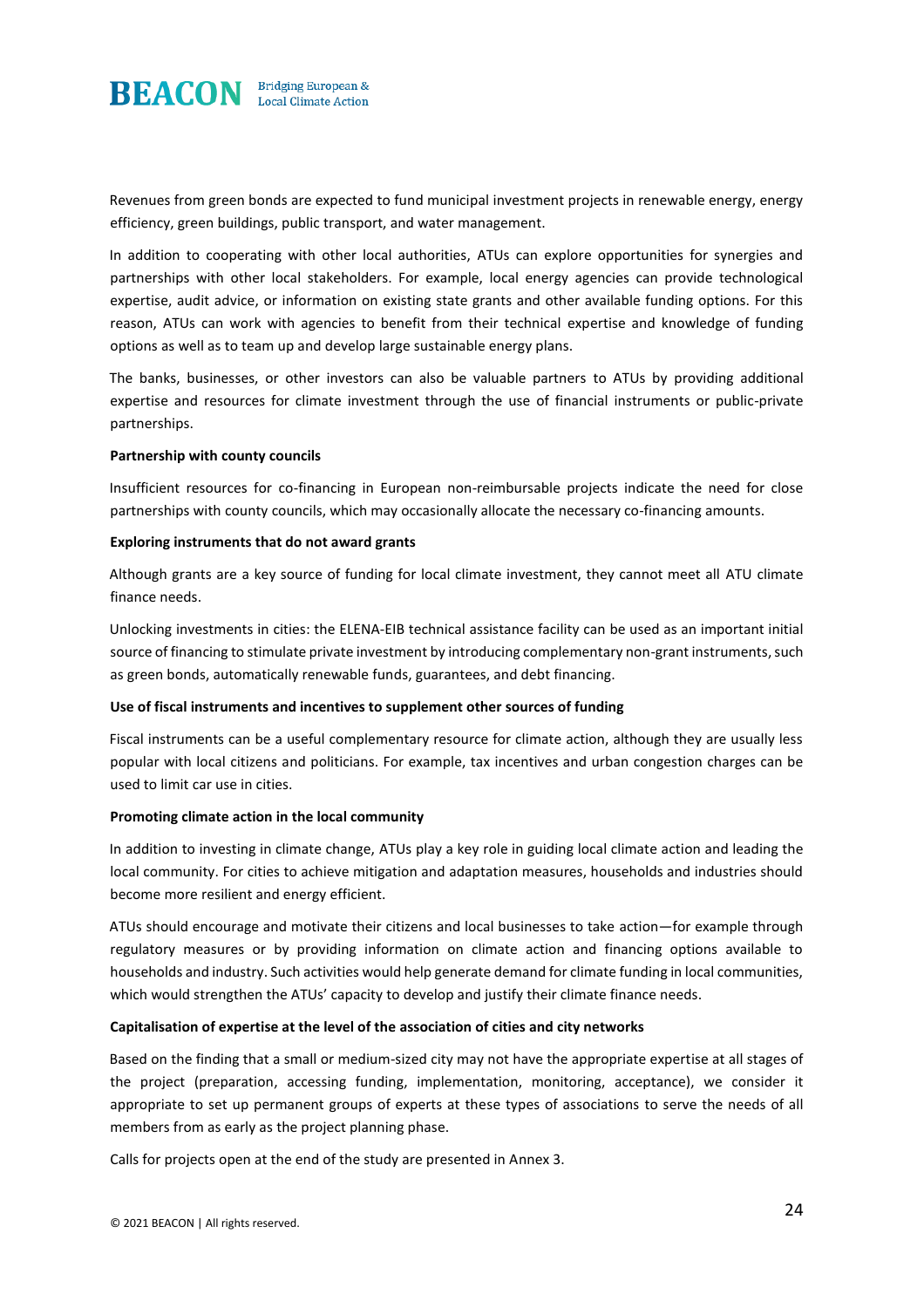Revenues from green bonds are expected to fund municipal investment projects in renewable energy, energy efficiency, green buildings, public transport, and water management.

In addition to cooperating with other local authorities, ATUs can explore opportunities for synergies and partnerships with other local stakeholders. For example, local energy agencies can provide technological expertise, audit advice, or information on existing state grants and other available funding options. For this reason, ATUs can work with agencies to benefit from their technical expertise and knowledge of funding options as well as to team up and develop large sustainable energy plans.

The banks, businesses, or other investors can also be valuable partners to ATUs by providing additional expertise and resources for climate investment through the use of financial instruments or public-private partnerships.

**Partnership with county councils**

Insufficient resources for co-financing in European non-reimbursable projects indicate the need for close partnerships with county councils, which may occasionally allocate the necessary co-financing amounts.

**Exploring instruments that do not award grants**

Although grants are a key source of funding for local climate investment, they cannot meet all ATU climate finance needs.

Unlocking investments in cities: the ELENA-EIB technical assistance facility can be used as an important initial source of financing to stimulate private investment by introducing complementary non-grant instruments, such as green bonds, automatically renewable funds, guarantees, and debt financing.

**Use of fiscal instruments and incentives to supplement other sources of funding**

Fiscal instruments can be a useful complementary resource for climate action, although they are usually less popular with local citizens and politicians. For example, tax incentives and urban congestion charges can be used to limit car use in cities.

**Promoting climate action in the local community**

In addition to investing in climate change, ATUs play a key role in guiding local climate action and leading the local community. For cities to achieve mitigation and adaptation measures, households and industries should become more resilient and energy efficient.

ATUs should encourage and motivate their citizens and local businesses to take action—for example through regulatory measures or by providing information on climate action and financing options available to households and industry. Such activities would help generate demand for climate funding in local communities, which would strengthen the ATUs' capacity to develop and justify their climate finance needs.

**Capitalisation of expertise at the level of the association of cities and city networks**

Based on the finding that a small or medium-sized city may not have the appropriate expertise at all stages of the project (preparation, accessing funding, implementation, monitoring, acceptance), we consider it appropriate to set up permanent groups of experts at these types of associations to serve the needs of all members from as early as the project planning phase.

Calls for projects open at the end of the study are presented in Annex 3.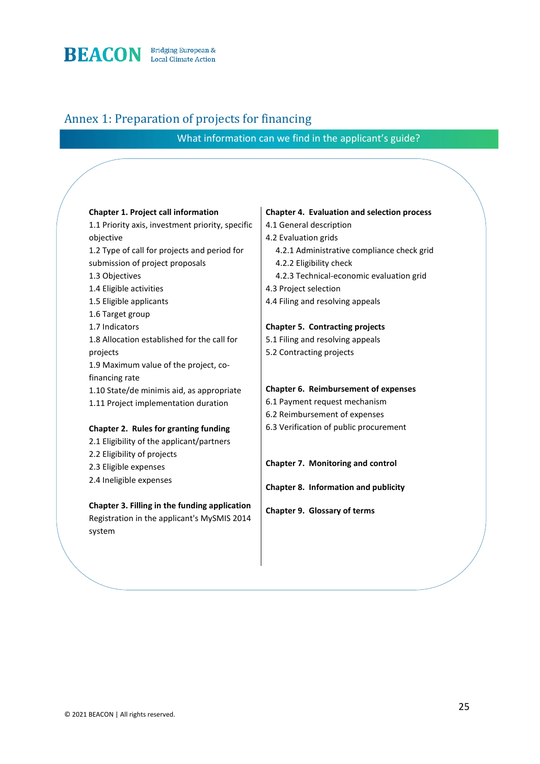## Annex 1: Preparation of projects for financing

### What information can we find in the applicant's guide?

**Chapter 1. Project call information**

1.1 Priority axis, investment priority, specific objective
1.2 Type of call for projects and period for submission of project proposals
1.3 Objectives
1.4 Eligible activities
1.5 Eligible applicants
1.6 Target group
1.7 Indicators
1.8 Allocation established for the call for projects
1.9 Maximum value of the project, co-financing rate
1.10 State/de minimis aid, as appropriate
1.11 Project implementation duration

**Chapter 2. Rules for granting funding**

2.1 Eligibility of the applicant/partners
2.2 Eligibility of projects
2.3 Eligible expenses
2.4 Ineligible expenses

**Chapter 3. Filling in the funding application**

Registration in the applicant's MySMIS 2014 system

**Chapter 4. Evaluation and selection process**

4.1 General description
4.2 Evaluation grids
- 4.2.1 Administrative compliance check grid
- 4.2.2 Eligibility check
- 4.2.3 Technical-economic evaluation grid

4.3 Project selection
4.4 Filing and resolving appeals

**Chapter 5. Contracting projects**

5.1 Filing and resolving appeals
5.2 Contracting projects

**Chapter 6. Reimbursement of expenses**

6.1 Payment request mechanism
6.2 Reimbursement of expenses
6.3 Verification of public procurement

**Chapter 7. Monitoring and control**

**Chapter 8. Information and publicity**

**Chapter 9. Glossary of terms**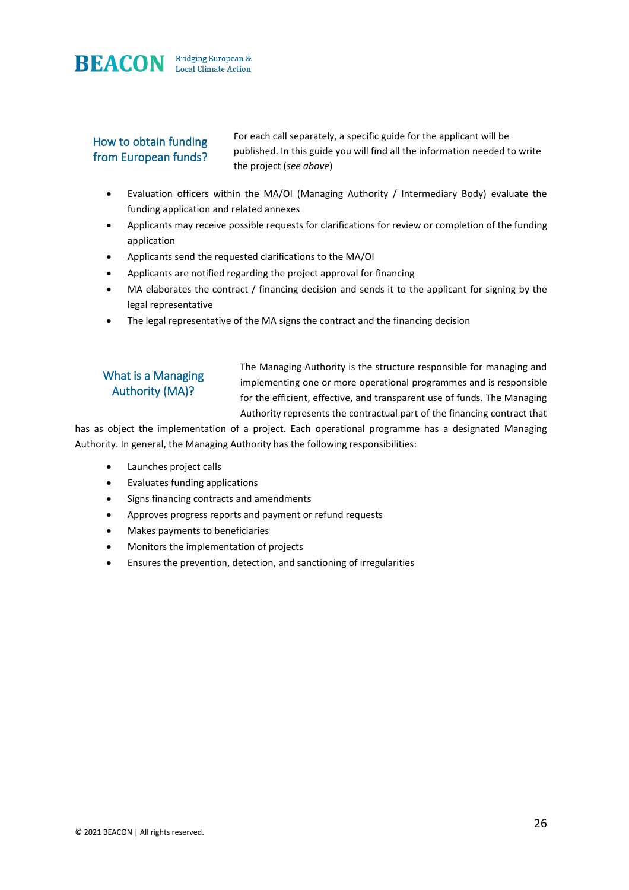## How to obtain funding from European funds?

For each call separately, a specific guide for the applicant will be published. In this guide you will find all the information needed to write the project (*see above*)

- Evaluation officers within the MA/OI (Managing Authority / Intermediary Body) evaluate the funding application and related annexes
- Applicants may receive possible requests for clarifications for review or completion of the funding application
- Applicants send the requested clarifications to the MA/OI
- Applicants are notified regarding the project approval for financing
- MA elaborates the contract / financing decision and sends it to the applicant for signing by the legal representative
- The legal representative of the MA signs the contract and the financing decision

## What is a Managing Authority (MA)?

The Managing Authority is the structure responsible for managing and implementing one or more operational programmes and is responsible for the efficient, effective, and transparent use of funds. The Managing Authority represents the contractual part of the financing contract that has as object the implementation of a project. Each operational programme has a designated Managing Authority. In general, the Managing Authority has the following responsibilities:

- Launches project calls
- Evaluates funding applications
- Signs financing contracts and amendments
- Approves progress reports and payment or refund requests
- Makes payments to beneficiaries
- Monitors the implementation of projects
- Ensures the prevention, detection, and sanctioning of irregularities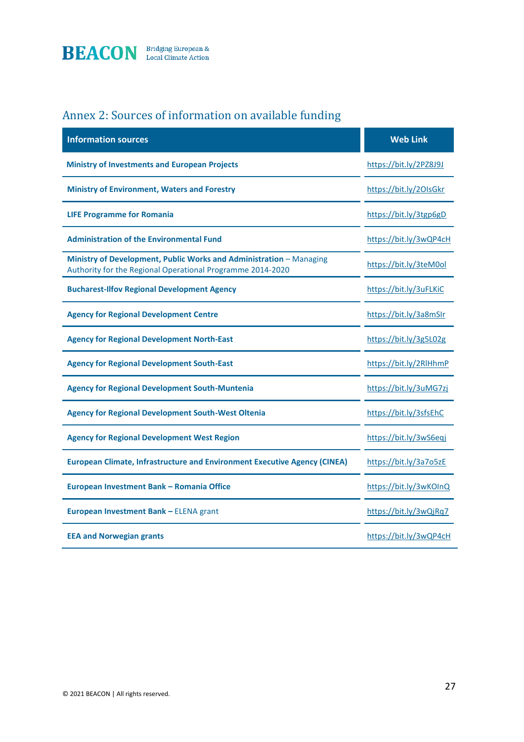## Annex 2: Sources of information on available funding

| Information sources | Web Link |
| --- | --- |
| **Ministry of Investments and European Projects** | https://bit.ly/2PZ8J9J |
| **Ministry of Environment, Waters and Forestry** | https://bit.ly/2OIsGkr |
| **LIFE Programme for Romania** | https://bit.ly/3tgp6gD |
| **Administration of the Environmental Fund** | https://bit.ly/3wQP4cH |
| **Ministry of Development, Public Works and Administration** – Managing Authority for the Regional Operational Programme 2014-2020 | https://bit.ly/3teM0ol |
| **Bucharest-Ilfov Regional Development Agency** | https://bit.ly/3uFLKiC |
| **Agency for Regional Development Centre** | https://bit.ly/3a8mSIr |
| **Agency for Regional Development North-East** | https://bit.ly/3g5L02g |
| **Agency for Regional Development South-East** | https://bit.ly/2RlHhmP |
| **Agency for Regional Development South-Muntenia** | https://bit.ly/3uMG7zj |
| **Agency for Regional Development South-West Oltenia** | https://bit.ly/3sfsEhC |
| **Agency for Regional Development West Region** | https://bit.ly/3wS6eqj |
| **European Climate, Infrastructure and Environment Executive Agency (CINEA)** | https://bit.ly/3a7o5zE |
| **European Investment Bank – Romania Office** | https://bit.ly/3wKOInQ |
| **European Investment Bank –** ELENA grant | https://bit.ly/3wQjRq7 |
| **EEA and Norwegian grants** | https://bit.ly/3wQP4cH |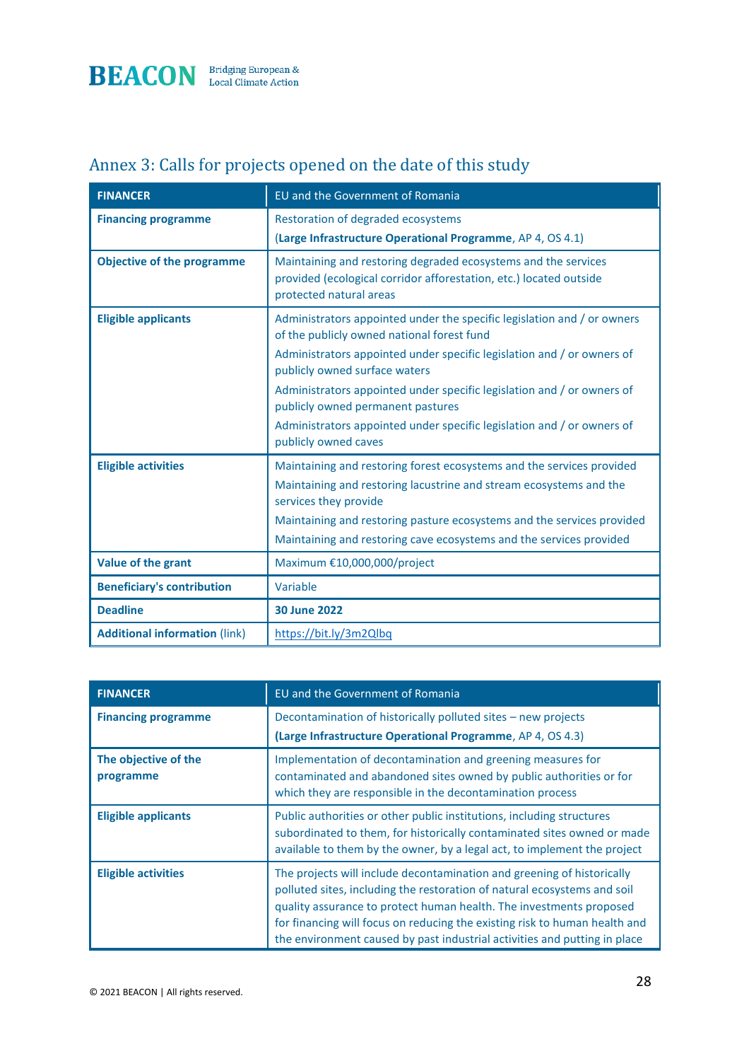## Annex 3: Calls for projects opened on the date of this study

| FINANCER | EU and the Government of Romania |
|---|---|
| **Financing programme** | Restoration of degraded ecosystems<br>(**Large Infrastructure Operational Programme**, AP 4, OS 4.1) |
| **Objective of the programme** | Maintaining and restoring degraded ecosystems and the services provided (ecological corridor afforestation, etc.) located outside protected natural areas |
| **Eligible applicants** | Administrators appointed under the specific legislation and / or owners of the publicly owned national forest fund<br>Administrators appointed under specific legislation and / or owners of publicly owned surface waters<br>Administrators appointed under specific legislation and / or owners of publicly owned permanent pastures<br>Administrators appointed under specific legislation and / or owners of publicly owned caves |
| **Eligible activities** | Maintaining and restoring forest ecosystems and the services provided<br>Maintaining and restoring lacustrine and stream ecosystems and the services they provide<br>Maintaining and restoring pasture ecosystems and the services provided<br>Maintaining and restoring cave ecosystems and the services provided |
| **Value of the grant** | Maximum €10,000,000/project |
| **Beneficiary's contribution** | Variable |
| **Deadline** | **30 June 2022** |
| **Additional information** (link) | https://bit.ly/3m2Qlbq |

| FINANCER | EU and the Government of Romania |
|---|---|
| **Financing programme** | Decontamination of historically polluted sites – new projects<br>(**Large Infrastructure Operational Programme**, AP 4, OS 4.3) |
| **The objective of the programme** | Implementation of decontamination and greening measures for contaminated and abandoned sites owned by public authorities or for which they are responsible in the decontamination process |
| **Eligible applicants** | Public authorities or other public institutions, including structures subordinated to them, for historically contaminated sites owned or made available to them by the owner, by a legal act, to implement the project |
| **Eligible activities** | The projects will include decontamination and greening of historically polluted sites, including the restoration of natural ecosystems and soil quality assurance to protect human health. The investments proposed for financing will focus on reducing the existing risk to human health and the environment caused by past industrial activities and putting in place |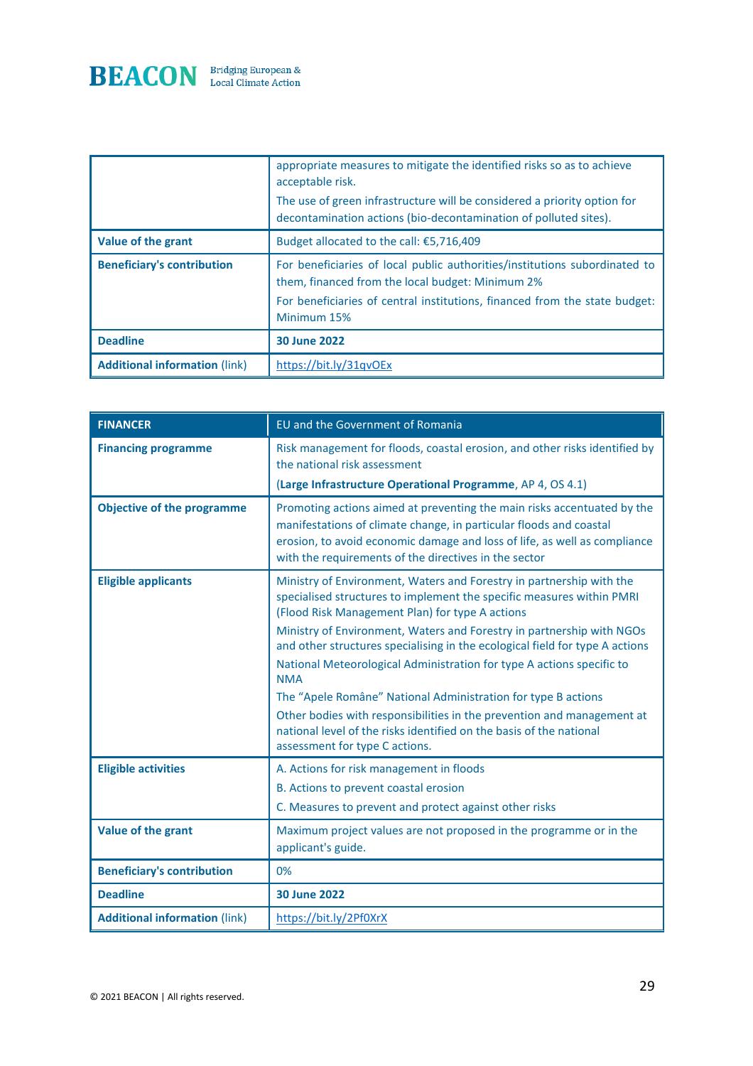| | |
|---|---|
| | appropriate measures to mitigate the identified risks so as to achieve acceptable risk.<br>The use of green infrastructure will be considered a priority option for decontamination actions (bio-decontamination of polluted sites). |
| **Value of the grant** | Budget allocated to the call: €5,716,409 |
| **Beneficiary's contribution** | For beneficiaries of local public authorities/institutions subordinated to them, financed from the local budget: Minimum 2%<br>For beneficiaries of central institutions, financed from the state budget: Minimum 15% |
| **Deadline** | **30 June 2022** |
| **Additional information** (link) | https://bit.ly/31qvOEx |

| **FINANCER** | EU and the Government of Romania |
|---|---|
| **Financing programme** | Risk management for floods, coastal erosion, and other risks identified by the national risk assessment<br>(**Large Infrastructure Operational Programme**, AP 4, OS 4.1) |
| **Objective of the programme** | Promoting actions aimed at preventing the main risks accentuated by the manifestations of climate change, in particular floods and coastal erosion, to avoid economic damage and loss of life, as well as compliance with the requirements of the directives in the sector |
| **Eligible applicants** | Ministry of Environment, Waters and Forestry in partnership with the specialised structures to implement the specific measures within PMRI (Flood Risk Management Plan) for type A actions<br>Ministry of Environment, Waters and Forestry in partnership with NGOs and other structures specialising in the ecological field for type A actions<br>National Meteorological Administration for type A actions specific to NMA<br>The "Apele Române" National Administration for type B actions<br>Other bodies with responsibilities in the prevention and management at national level of the risks identified on the basis of the national assessment for type C actions. |
| **Eligible activities** | A. Actions for risk management in floods<br>B. Actions to prevent coastal erosion<br>C. Measures to prevent and protect against other risks |
| **Value of the grant** | Maximum project values are not proposed in the programme or in the applicant's guide. |
| **Beneficiary's contribution** | 0% |
| **Deadline** | **30 June 2022** |
| **Additional information** (link) | https://bit.ly/2Pf0XrX |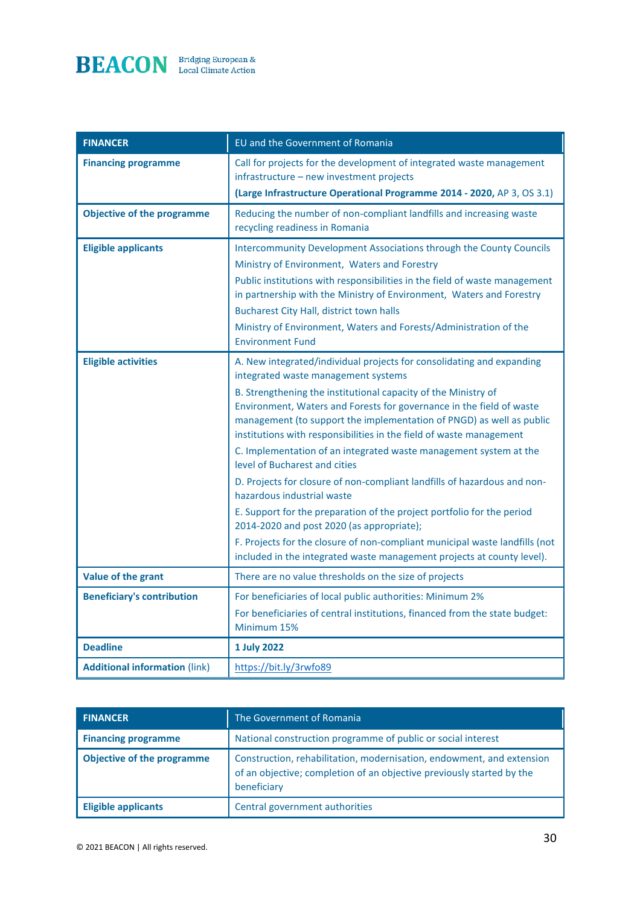| FINANCER | EU and the Government of Romania |
|---|---|
| **Financing programme** | Call for projects for the development of integrated waste management infrastructure – new investment projects<br>**(Large Infrastructure Operational Programme 2014 - 2020,** AP 3, OS 3.1) |
| **Objective of the programme** | Reducing the number of non-compliant landfills and increasing waste recycling readiness in Romania |
| **Eligible applicants** | Intercommunity Development Associations through the County Councils<br>Ministry of Environment, Waters and Forestry<br>Public institutions with responsibilities in the field of waste management in partnership with the Ministry of Environment, Waters and Forestry<br>Bucharest City Hall, district town halls<br>Ministry of Environment, Waters and Forests/Administration of the Environment Fund |
| **Eligible activities** | A. New integrated/individual projects for consolidating and expanding integrated waste management systems<br>B. Strengthening the institutional capacity of the Ministry of Environment, Waters and Forests for governance in the field of waste management (to support the implementation of PNGD) as well as public institutions with responsibilities in the field of waste management<br>C. Implementation of an integrated waste management system at the level of Bucharest and cities<br>D. Projects for closure of non-compliant landfills of hazardous and non-hazardous industrial waste<br>E. Support for the preparation of the project portfolio for the period 2014-2020 and post 2020 (as appropriate);<br>F. Projects for the closure of non-compliant municipal waste landfills (not included in the integrated waste management projects at county level). |
| **Value of the grant** | There are no value thresholds on the size of projects |
| **Beneficiary's contribution** | For beneficiaries of local public authorities: Minimum 2%<br>For beneficiaries of central institutions, financed from the state budget: Minimum 15% |
| **Deadline** | **1 July 2022** |
| **Additional information** (link) | https://bit.ly/3rwfo89 |

| FINANCER | The Government of Romania |
|---|---|
| **Financing programme** | National construction programme of public or social interest |
| **Objective of the programme** | Construction, rehabilitation, modernisation, endowment, and extension of an objective; completion of an objective previously started by the beneficiary |
| **Eligible applicants** | Central government authorities |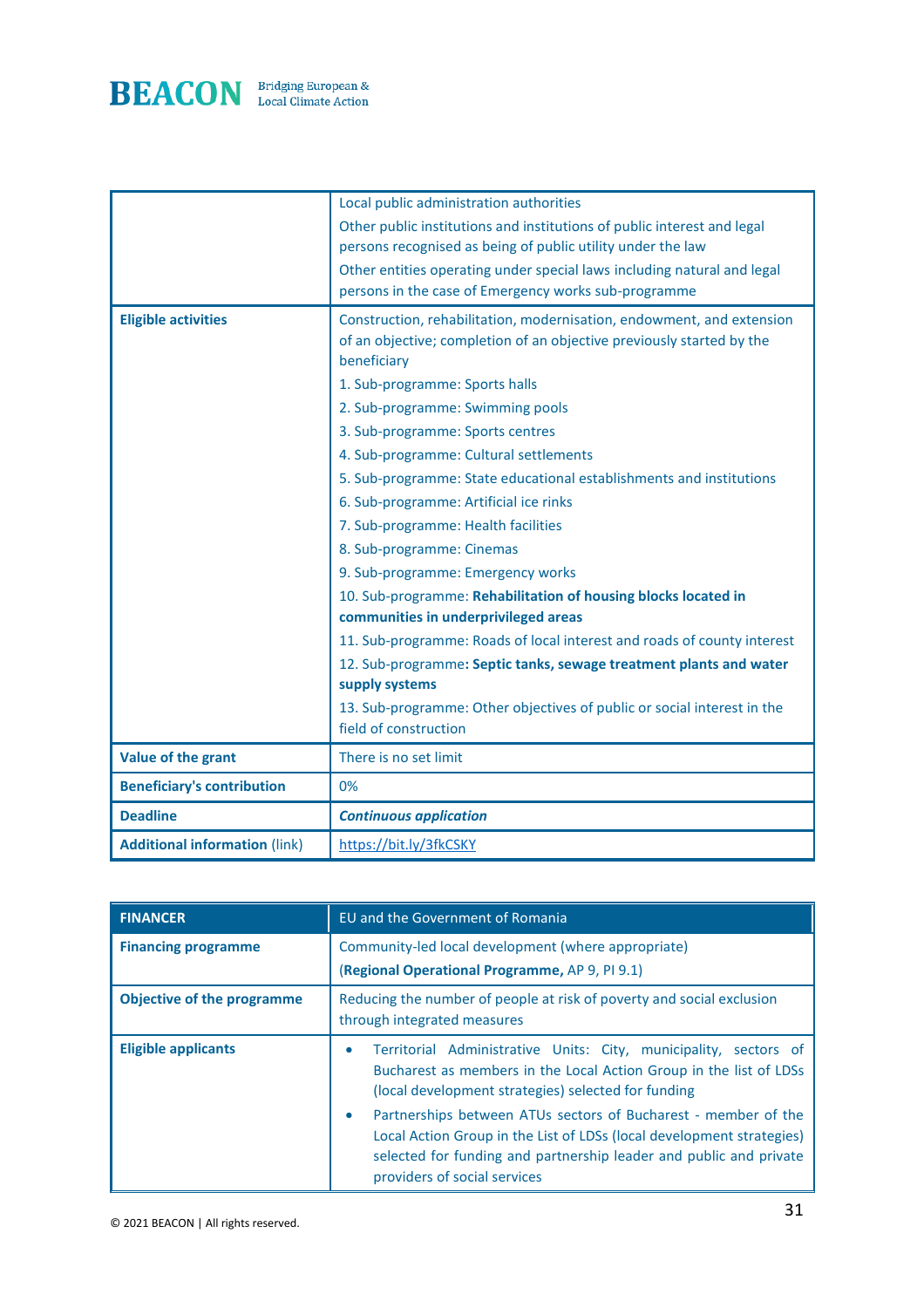| | |
|---|---|
| | Local public administration authorities<br>Other public institutions and institutions of public interest and legal persons recognised as being of public utility under the law<br>Other entities operating under special laws including natural and legal persons in the case of Emergency works sub-programme |
| **Eligible activities** | Construction, rehabilitation, modernisation, endowment, and extension of an objective; completion of an objective previously started by the beneficiary<br>1. Sub-programme: Sports halls<br>2. Sub-programme: Swimming pools<br>3. Sub-programme: Sports centres<br>4. Sub-programme: Cultural settlements<br>5. Sub-programme: State educational establishments and institutions<br>6. Sub-programme: Artificial ice rinks<br>7. Sub-programme: Health facilities<br>8. Sub-programme: Cinemas<br>9. Sub-programme: Emergency works<br>10. Sub-programme: **Rehabilitation of housing blocks located in communities in underprivileged areas**<br>11. Sub-programme: Roads of local interest and roads of county interest<br>12. Sub-programme**: Septic tanks, sewage treatment plants and water supply systems**<br>13. Sub-programme: Other objectives of public or social interest in the field of construction |
| **Value of the grant** | There is no set limit |
| **Beneficiary's contribution** | 0% |
| **Deadline** | ***Continuous application*** |
| **Additional information** (link) | https://bit.ly/3fkCSKY |

| **FINANCER** | EU and the Government of Romania |
|---|---|
| **Financing programme** | Community-led local development (where appropriate)<br>(**Regional Operational Programme,** AP 9, PI 9.1) |
| **Objective of the programme** | Reducing the number of people at risk of poverty and social exclusion through integrated measures |
| **Eligible applicants** | • Territorial Administrative Units: City, municipality, sectors of Bucharest as members in the Local Action Group in the list of LDSs (local development strategies) selected for funding<br>• Partnerships between ATUs sectors of Bucharest - member of the Local Action Group in the List of LDSs (local development strategies) selected for funding and partnership leader and public and private providers of social services |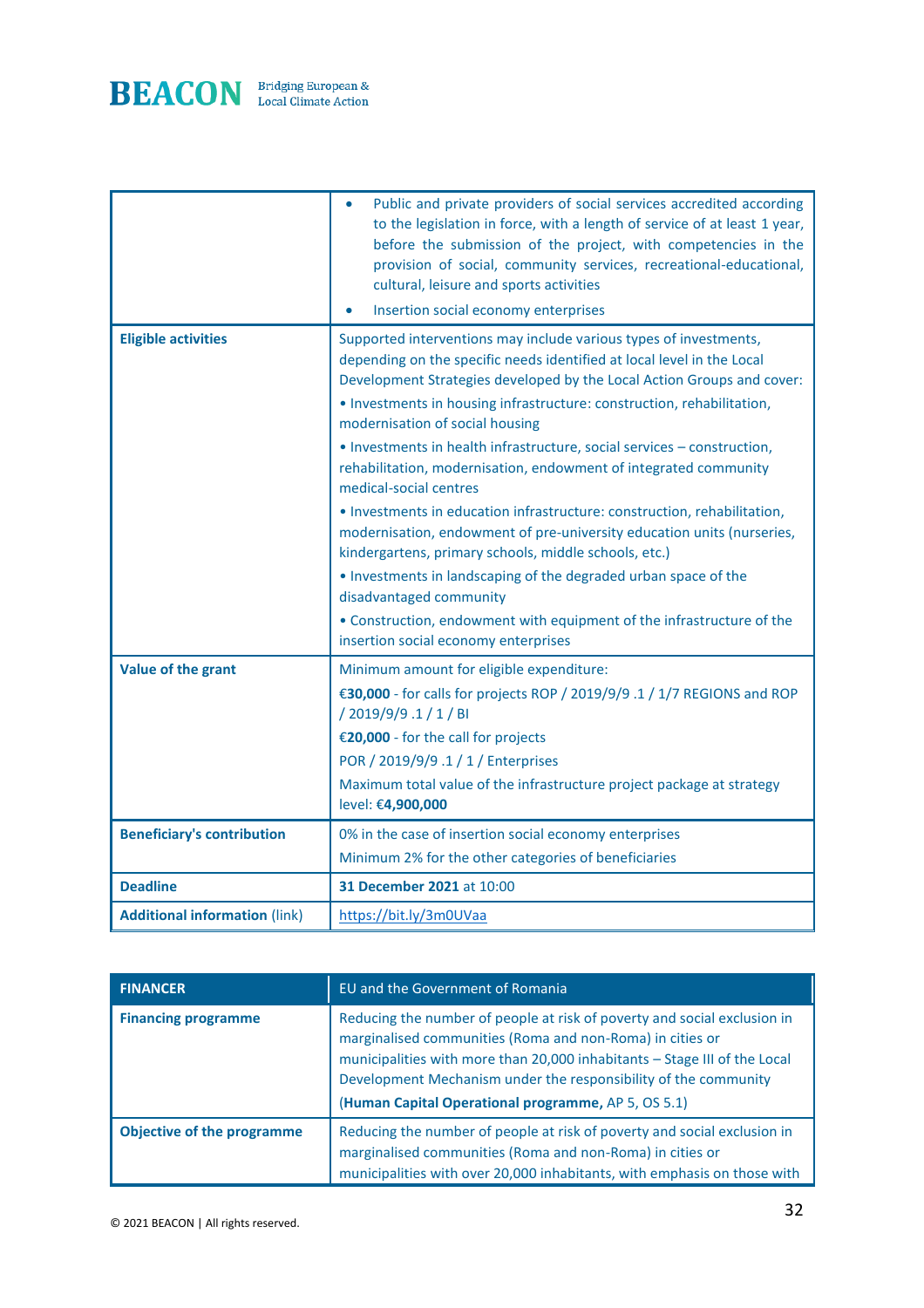| | |
|---|---|
| | • Public and private providers of social services accredited according to the legislation in force, with a length of service of at least 1 year, before the submission of the project, with competencies in the provision of social, community services, recreational-educational, cultural, leisure and sports activities<br>• Insertion social economy enterprises |
| **Eligible activities** | Supported interventions may include various types of investments, depending on the specific needs identified at local level in the Local Development Strategies developed by the Local Action Groups and cover:<br>• Investments in housing infrastructure: construction, rehabilitation, modernisation of social housing<br>• Investments in health infrastructure, social services – construction, rehabilitation, modernisation, endowment of integrated community medical-social centres<br>• Investments in education infrastructure: construction, rehabilitation, modernisation, endowment of pre-university education units (nurseries, kindergartens, primary schools, middle schools, etc.)<br>• Investments in landscaping of the degraded urban space of the disadvantaged community<br>• Construction, endowment with equipment of the infrastructure of the insertion social economy enterprises |
| **Value of the grant** | Minimum amount for eligible expenditure:<br>**€30,000** - for calls for projects ROP / 2019/9/9 .1 / 1/7 REGIONS and ROP / 2019/9/9 .1 / 1 / BI<br>**€20,000** - for the call for projects<br>POR / 2019/9/9 .1 / 1 / Enterprises<br>Maximum total value of the infrastructure project package at strategy level: **€4,900,000** |
| **Beneficiary's contribution** | 0% in the case of insertion social economy enterprises<br>Minimum 2% for the other categories of beneficiaries |
| **Deadline** | **31 December 2021** at 10:00 |
| **Additional information** (link) | https://bit.ly/3m0UVaa |

| **FINANCER** | EU and the Government of Romania |
|---|---|
| **Financing programme** | Reducing the number of people at risk of poverty and social exclusion in marginalised communities (Roma and non-Roma) in cities or municipalities with more than 20,000 inhabitants – Stage III of the Local Development Mechanism under the responsibility of the community<br>(**Human Capital Operational programme,** AP 5, OS 5.1) |
| **Objective of the programme** | Reducing the number of people at risk of poverty and social exclusion in marginalised communities (Roma and non-Roma) in cities or municipalities with over 20,000 inhabitants, with emphasis on those with |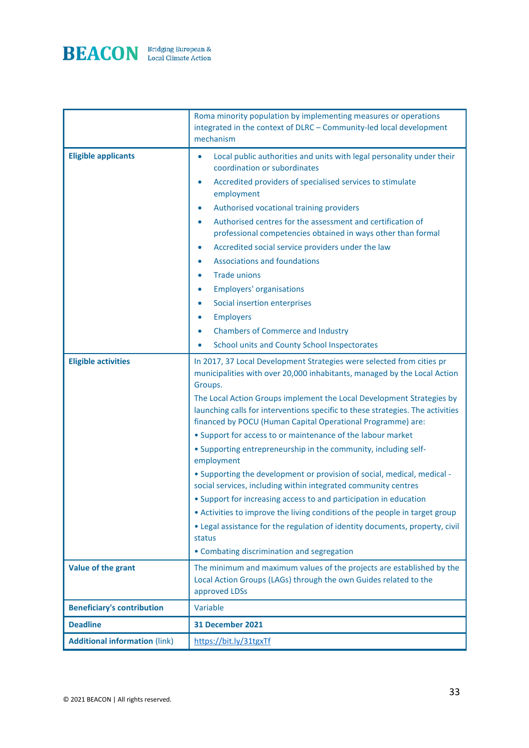| | |
|---|---|
| | Roma minority population by implementing measures or operations integrated in the context of DLRC – Community-led local development mechanism |
| **Eligible applicants** | • Local public authorities and units with legal personality under their coordination or subordinates<br>• Accredited providers of specialised services to stimulate employment<br>• Authorised vocational training providers<br>• Authorised centres for the assessment and certification of professional competencies obtained in ways other than formal<br>• Accredited social service providers under the law<br>• Associations and foundations<br>• Trade unions<br>• Employers' organisations<br>• Social insertion enterprises<br>• Employers<br>• Chambers of Commerce and Industry<br>• School units and County School Inspectorates |
| **Eligible activities** | In 2017, 37 Local Development Strategies were selected from cities pr municipalities with over 20,000 inhabitants, managed by the Local Action Groups.<br>The Local Action Groups implement the Local Development Strategies by launching calls for interventions specific to these strategies. The activities financed by POCU (Human Capital Operational Programme) are:<br>• Support for access to or maintenance of the labour market<br>• Supporting entrepreneurship in the community, including self-employment<br>• Supporting the development or provision of social, medical, medical - social services, including within integrated community centres<br>• Support for increasing access to and participation in education<br>• Activities to improve the living conditions of the people in target group<br>• Legal assistance for the regulation of identity documents, property, civil status<br>• Combating discrimination and segregation |
| **Value of the grant** | The minimum and maximum values of the projects are established by the Local Action Groups (LAGs) through the own Guides related to the approved LDSs |
| **Beneficiary's contribution** | Variable |
| **Deadline** | **31 December 2021** |
| **Additional information** (link) | https://bit.ly/31tgxTf |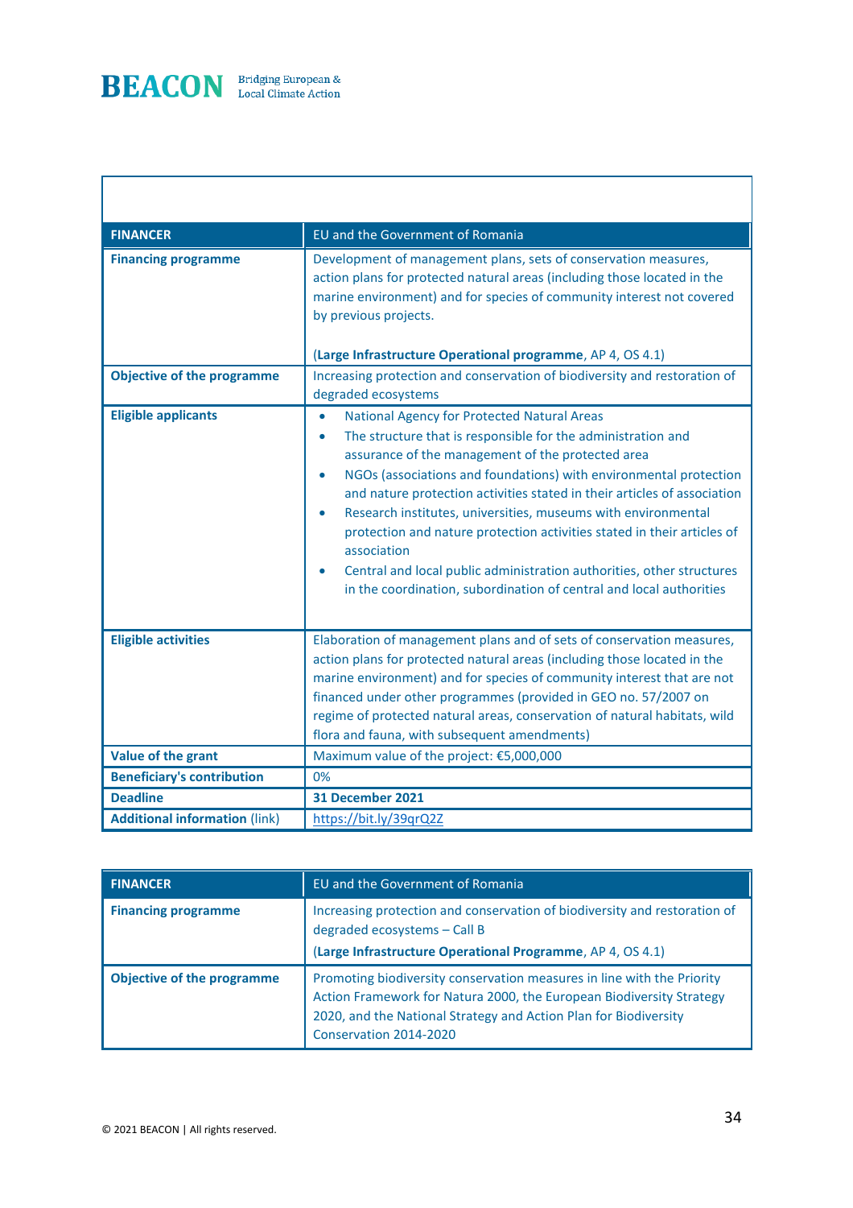| FINANCER | EU and the Government of Romania |
|---|---|
| **Financing programme** | Development of management plans, sets of conservation measures, action plans for protected natural areas (including those located in the marine environment) and for species of community interest not covered by previous projects.<br><br>(**Large Infrastructure Operational programme**, AP 4, OS 4.1) |
| **Objective of the programme** | Increasing protection and conservation of biodiversity and restoration of degraded ecosystems |
| **Eligible applicants** | • National Agency for Protected Natural Areas<br>• The structure that is responsible for the administration and assurance of the management of the protected area<br>• NGOs (associations and foundations) with environmental protection and nature protection activities stated in their articles of association<br>• Research institutes, universities, museums with environmental protection and nature protection activities stated in their articles of association<br>• Central and local public administration authorities, other structures in the coordination, subordination of central and local authorities |
| **Eligible activities** | Elaboration of management plans and of sets of conservation measures, action plans for protected natural areas (including those located in the marine environment) and for species of community interest that are not financed under other programmes (provided in GEO no. 57/2007 on regime of protected natural areas, conservation of natural habitats, wild flora and fauna, with subsequent amendments) |
| **Value of the grant** | Maximum value of the project: €5,000,000 |
| **Beneficiary's contribution** | 0% |
| **Deadline** | **31 December 2021** |
| **Additional information** (link) | https://bit.ly/39qrQ2Z |

| FINANCER | EU and the Government of Romania |
|---|---|
| **Financing programme** | Increasing protection and conservation of biodiversity and restoration of degraded ecosystems – Call B<br>(**Large Infrastructure Operational Programme**, AP 4, OS 4.1) |
| **Objective of the programme** | Promoting biodiversity conservation measures in line with the Priority Action Framework for Natura 2000, the European Biodiversity Strategy 2020, and the National Strategy and Action Plan for Biodiversity Conservation 2014-2020 |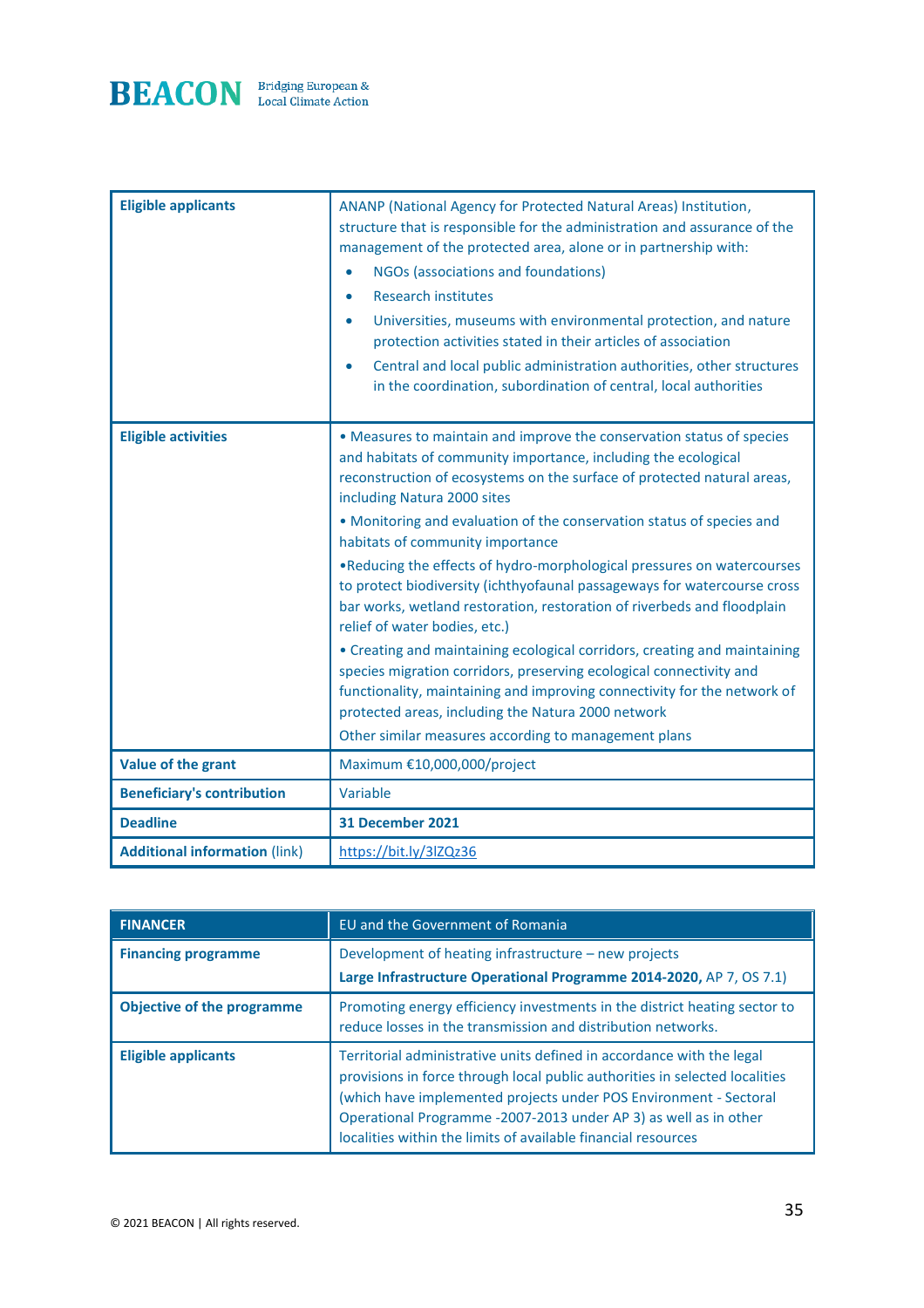| Eligible applicants | ANANP (National Agency for Protected Natural Areas) Institution, structure that is responsible for the administration and assurance of the management of the protected area, alone or in partnership with:<br>• NGOs (associations and foundations)<br>• Research institutes<br>• Universities, museums with environmental protection, and nature protection activities stated in their articles of association<br>• Central and local public administration authorities, other structures in the coordination, subordination of central, local authorities |
|---|---|
| **Eligible activities** | • Measures to maintain and improve the conservation status of species and habitats of community importance, including the ecological reconstruction of ecosystems on the surface of protected natural areas, including Natura 2000 sites<br>• Monitoring and evaluation of the conservation status of species and habitats of community importance<br>•Reducing the effects of hydro-morphological pressures on watercourses to protect biodiversity (ichthyofaunal passageways for watercourse cross bar works, wetland restoration, restoration of riverbeds and floodplain relief of water bodies, etc.)<br>• Creating and maintaining ecological corridors, creating and maintaining species migration corridors, preserving ecological connectivity and functionality, maintaining and improving connectivity for the network of protected areas, including the Natura 2000 network<br>Other similar measures according to management plans |
| **Value of the grant** | Maximum €10,000,000/project |
| **Beneficiary's contribution** | Variable |
| **Deadline** | **31 December 2021** |
| **Additional information** (link) | https://bit.ly/3lZQz36 |

| FINANCER | EU and the Government of Romania |
|---|---|
| **Financing programme** | Development of heating infrastructure – new projects<br>**Large Infrastructure Operational Programme 2014-2020,** AP 7, OS 7.1) |
| **Objective of the programme** | Promoting energy efficiency investments in the district heating sector to reduce losses in the transmission and distribution networks. |
| **Eligible applicants** | Territorial administrative units defined in accordance with the legal provisions in force through local public authorities in selected localities (which have implemented projects under POS Environment - Sectoral Operational Programme -2007-2013 under AP 3) as well as in other localities within the limits of available financial resources |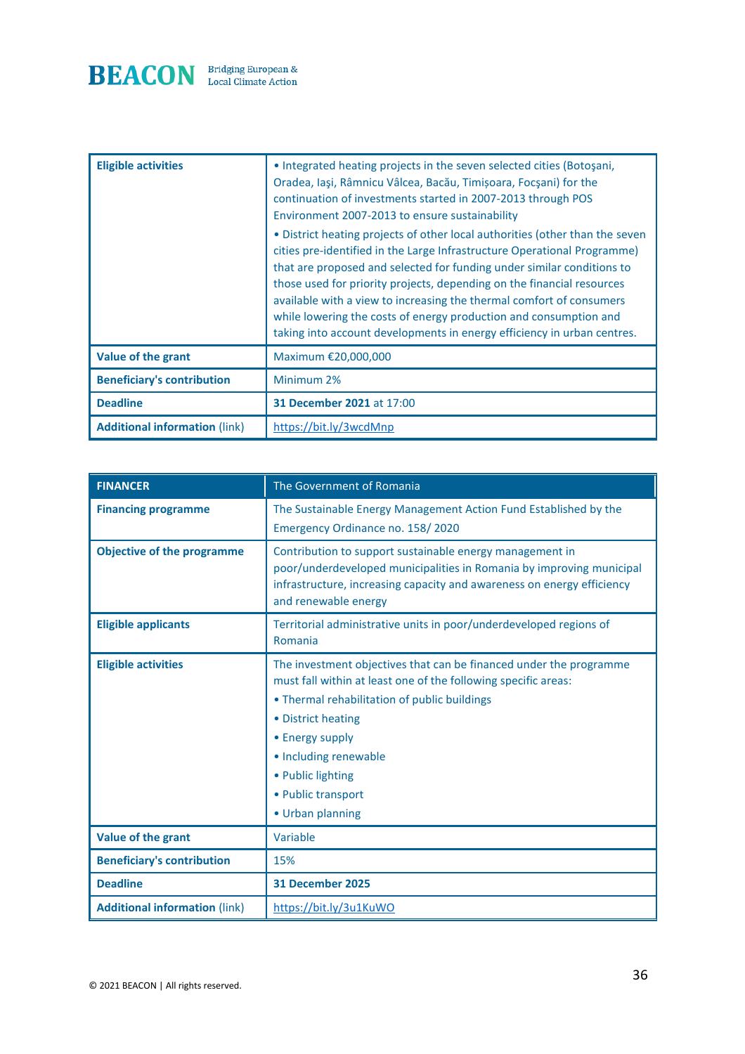| Eligible activities | • Integrated heating projects in the seven selected cities (Botoşani, Oradea, Iaşi, Râmnicu Vâlcea, Bacău, Timișoara, Focşani) for the continuation of investments started in 2007-2013 through POS Environment 2007-2013 to ensure sustainability<br>• District heating projects of other local authorities (other than the seven cities pre-identified in the Large Infrastructure Operational Programme) that are proposed and selected for funding under similar conditions to those used for priority projects, depending on the financial resources available with a view to increasing the thermal comfort of consumers while lowering the costs of energy production and consumption and taking into account developments in energy efficiency in urban centres. |
|---|---|
| **Value of the grant** | Maximum €20,000,000 |
| **Beneficiary's contribution** | Minimum 2% |
| **Deadline** | **31 December 2021** at 17:00 |
| **Additional information** (link) | https://bit.ly/3wcdMnp |

| **FINANCER** | The Government of Romania |
|---|---|
| **Financing programme** | The Sustainable Energy Management Action Fund Established by the Emergency Ordinance no. 158/ 2020 |
| **Objective of the programme** | Contribution to support sustainable energy management in poor/underdeveloped municipalities in Romania by improving municipal infrastructure, increasing capacity and awareness on energy efficiency and renewable energy |
| **Eligible applicants** | Territorial administrative units in poor/underdeveloped regions of Romania |
| **Eligible activities** | The investment objectives that can be financed under the programme must fall within at least one of the following specific areas:<br>• Thermal rehabilitation of public buildings<br>• District heating<br>• Energy supply<br>• Including renewable<br>• Public lighting<br>• Public transport<br>• Urban planning |
| **Value of the grant** | Variable |
| **Beneficiary's contribution** | 15% |
| **Deadline** | **31 December 2025** |
| **Additional information** (link) | https://bit.ly/3u1KuWO |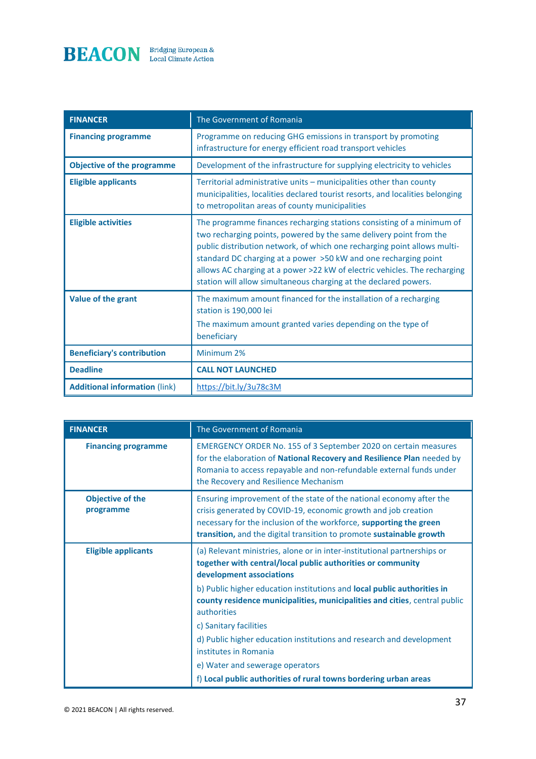| **FINANCER** | The Government of Romania |
|---|---|
| **Financing programme** | Programme on reducing GHG emissions in transport by promoting infrastructure for energy efficient road transport vehicles |
| **Objective of the programme** | Development of the infrastructure for supplying electricity to vehicles |
| **Eligible applicants** | Territorial administrative units – municipalities other than county municipalities, localities declared tourist resorts, and localities belonging to metropolitan areas of county municipalities |
| **Eligible activities** | The programme finances recharging stations consisting of a minimum of two recharging points, powered by the same delivery point from the public distribution network, of which one recharging point allows multi-standard DC charging at a power >50 kW and one recharging point allows AC charging at a power >22 kW of electric vehicles. The recharging station will allow simultaneous charging at the declared powers. |
| **Value of the grant** | The maximum amount financed for the installation of a recharging station is 190,000 lei<br>The maximum amount granted varies depending on the type of beneficiary |
| **Beneficiary's contribution** | Minimum 2% |
| **Deadline** | **CALL NOT LAUNCHED** |
| **Additional information** (link) | https://bit.ly/3u78c3M |

| **FINANCER** | The Government of Romania |
|---|---|
| **Financing programme** | EMERGENCY ORDER No. 155 of 3 September 2020 on certain measures for the elaboration of **National Recovery and Resilience Plan** needed by Romania to access repayable and non-refundable external funds under the Recovery and Resilience Mechanism |
| **Objective of the programme** | Ensuring improvement of the state of the national economy after the crisis generated by COVID-19, economic growth and job creation necessary for the inclusion of the workforce, **supporting the green transition,** and the digital transition to promote **sustainable growth** |
| **Eligible applicants** | (a) Relevant ministries, alone or in inter-institutional partnerships or **together with central/local public authorities or community development associations**<br>b) Public higher education institutions and **local public authorities in county residence municipalities, municipalities and cities**, central public authorities<br>c) Sanitary facilities<br>d) Public higher education institutions and research and development institutes in Romania<br>e) Water and sewerage operators<br>f) **Local public authorities of rural towns bordering urban areas** |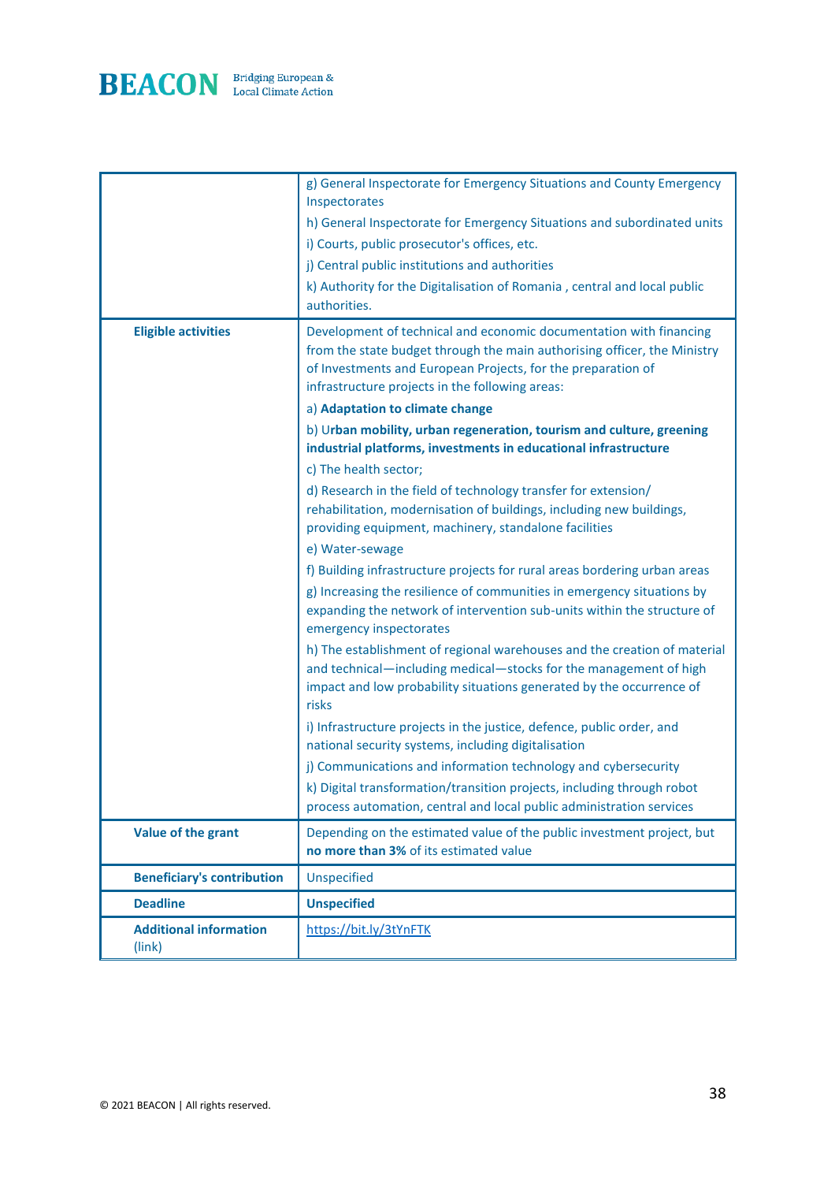| | |
|---|---|
| | g) General Inspectorate for Emergency Situations and County Emergency Inspectorates<br>h) General Inspectorate for Emergency Situations and subordinated units<br>i) Courts, public prosecutor's offices, etc.<br>j) Central public institutions and authorities<br>k) Authority for the Digitalisation of Romania , central and local public authorities. |
| **Eligible activities** | Development of technical and economic documentation with financing from the state budget through the main authorising officer, the Ministry of Investments and European Projects, for the preparation of infrastructure projects in the following areas:<br>a) **Adaptation to climate change**<br>b) U**rban mobility, urban regeneration, tourism and culture, greening industrial platforms, investments in educational infrastructure**<br>c) The health sector;<br>d) Research in the field of technology transfer for extension/ rehabilitation, modernisation of buildings, including new buildings, providing equipment, machinery, standalone facilities<br>e) Water-sewage<br>f) Building infrastructure projects for rural areas bordering urban areas<br>g) Increasing the resilience of communities in emergency situations by expanding the network of intervention sub-units within the structure of emergency inspectorates<br>h) The establishment of regional warehouses and the creation of material and technical—including medical—stocks for the management of high impact and low probability situations generated by the occurrence of risks<br>i) Infrastructure projects in the justice, defence, public order, and national security systems, including digitalisation<br>j) Communications and information technology and cybersecurity<br>k) Digital transformation/transition projects, including through robot process automation, central and local public administration services |
| **Value of the grant** | Depending on the estimated value of the public investment project, but **no more than 3%** of its estimated value |
| **Beneficiary's contribution** | Unspecified |
| **Deadline** | **Unspecified** |
| **Additional information** (link) | https://bit.ly/3tYnFTK |

© 2021 BEACON | All rights reserved.